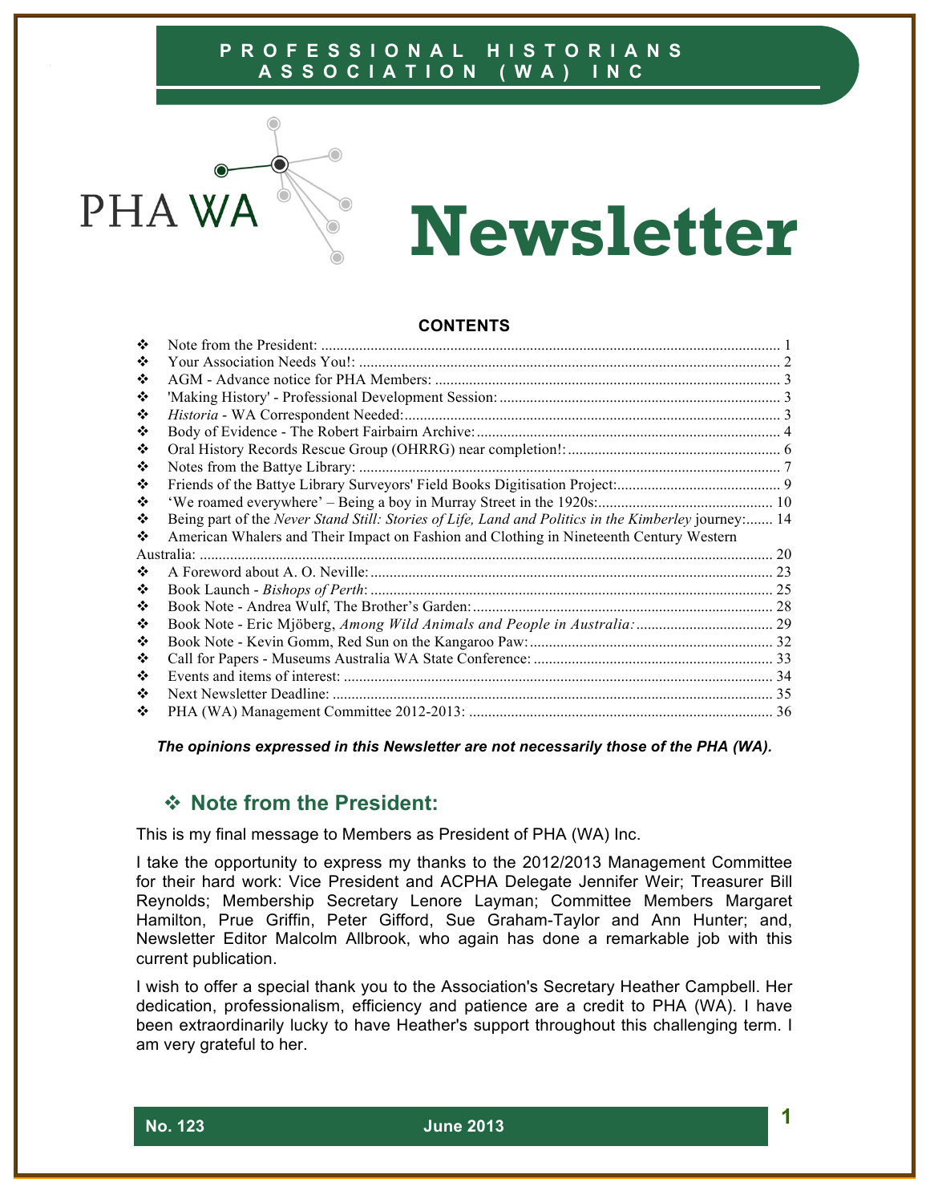# PROFESSIONAL HISTORIANS ASSOCIATION (WA) INC

PHA WA

# Newsletter

## CONTENTS

- Note from the President: ........ 1
- Your Association Needs You!: ........ 2
- AGM - Advance notice for PHA Members: ........ 3
- 'Making History' - Professional Development Session: ........ 3
- *Historia* - WA Correspondent Needed: ........ 3
- Body of Evidence - The Robert Fairbairn Archive: ........ 4
- Oral History Records Rescue Group (OHRRG) near completion!: ........ 6
- Notes from the Battye Library: ........ 7
- Friends of the Battye Library Surveyors' Field Books Digitisation Project: ........ 9
- 'We roamed everywhere' – Being a boy in Murray Street in the 1920s: ........ 10
- Being part of the *Never Stand Still: Stories of Life, Land and Politics in the Kimberley* journey: ........ 14
- American Whalers and Their Impact on Fashion and Clothing in Nineteenth Century Western Australia: ........ 20
- A Foreword about A. O. Neville: ........ 23
- Book Launch - *Bishops of Perth*: ........ 25
- Book Note - Andrea Wulf, The Brother's Garden: ........ 28
- Book Note - Eric Mjöberg, *Among Wild Animals and People in Australia:* ........ 29
- Book Note - Kevin Gomm, Red Sun on the Kangaroo Paw: ........ 32
- Call for Papers - Museums Australia WA State Conference: ........ 33
- Events and items of interest: ........ 34
- Next Newsletter Deadline: ........ 35
- PHA (WA) Management Committee 2012-2013: ........ 36

***The opinions expressed in this Newsletter are not necessarily those of the PHA (WA).***

## ❖ Note from the President:

This is my final message to Members as President of PHA (WA) Inc.

I take the opportunity to express my thanks to the 2012/2013 Management Committee for their hard work: Vice President and ACPHA Delegate Jennifer Weir; Treasurer Bill Reynolds; Membership Secretary Lenore Layman; Committee Members Margaret Hamilton, Prue Griffin, Peter Gifford, Sue Graham-Taylor and Ann Hunter; and, Newsletter Editor Malcolm Allbrook, who again has done a remarkable job with this current publication.

I wish to offer a special thank you to the Association's Secretary Heather Campbell. Her dedication, professionalism, efficiency and patience are a credit to PHA (WA). I have been extraordinarily lucky to have Heather's support throughout this challenging term. I am very grateful to her.

**No. 123** **June 2013**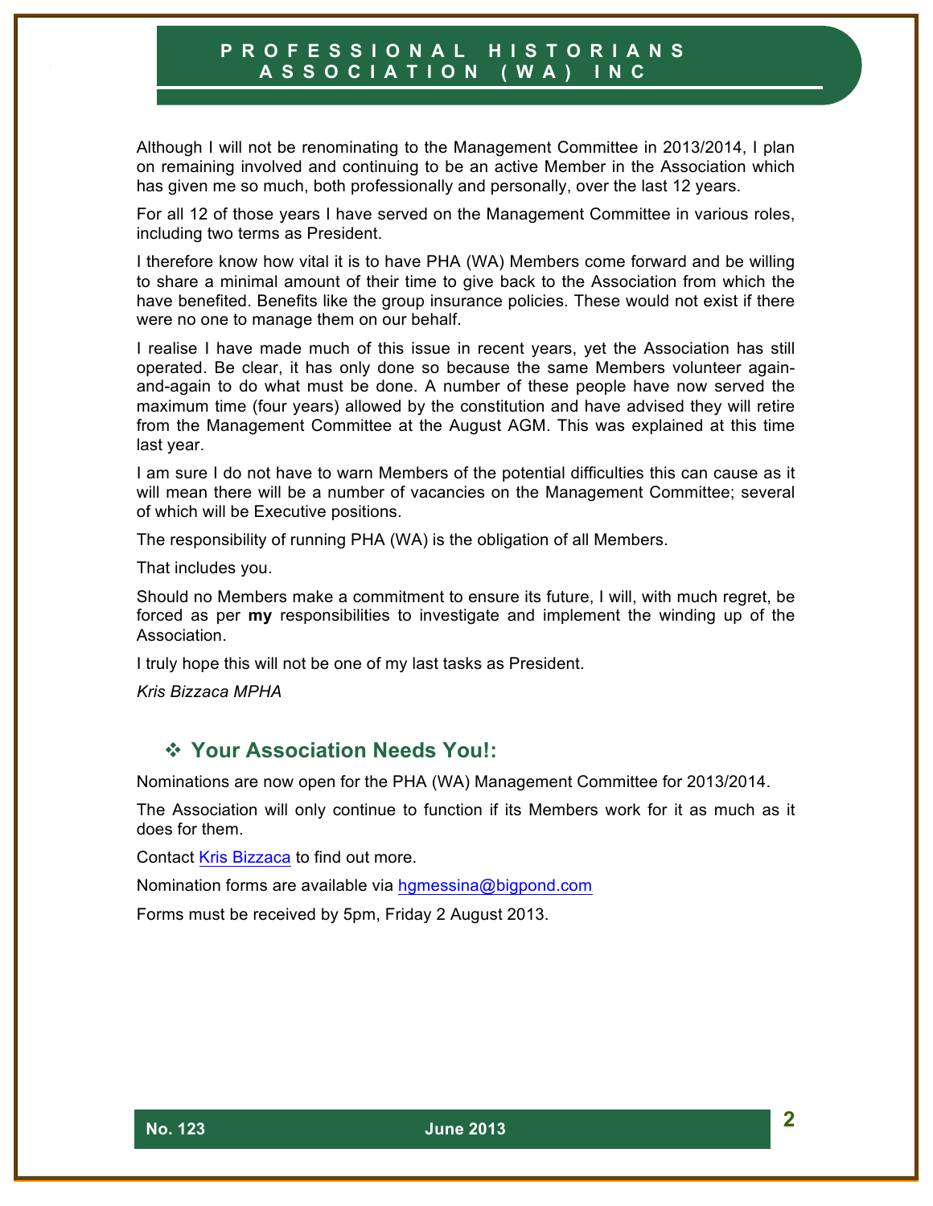Although I will not be renominating to the Management Committee in 2013/2014, I plan on remaining involved and continuing to be an active Member in the Association which has given me so much, both professionally and personally, over the last 12 years.

For all 12 of those years I have served on the Management Committee in various roles, including two terms as President.

I therefore know how vital it is to have PHA (WA) Members come forward and be willing to share a minimal amount of their time to give back to the Association from which the have benefited. Benefits like the group insurance policies. These would not exist if there were no one to manage them on our behalf.

I realise I have made much of this issue in recent years, yet the Association has still operated. Be clear, it has only done so because the same Members volunteer again-and-again to do what must be done. A number of these people have now served the maximum time (four years) allowed by the constitution and have advised they will retire from the Management Committee at the August AGM. This was explained at this time last year.

I am sure I do not have to warn Members of the potential difficulties this can cause as it will mean there will be a number of vacancies on the Management Committee; several of which will be Executive positions.

The responsibility of running PHA (WA) is the obligation of all Members.

That includes you.

Should no Members make a commitment to ensure its future, I will, with much regret, be forced as per **my** responsibilities to investigate and implement the winding up of the Association.

I truly hope this will not be one of my last tasks as President.

*Kris Bizzaca MPHA*

## ❖ Your Association Needs You!:

Nominations are now open for the PHA (WA) Management Committee for 2013/2014.

The Association will only continue to function if its Members work for it as much as it does for them.

Contact Kris Bizzaca to find out more.

Nomination forms are available via hgmessina@bigpond.com

Forms must be received by 5pm, Friday 2 August 2013.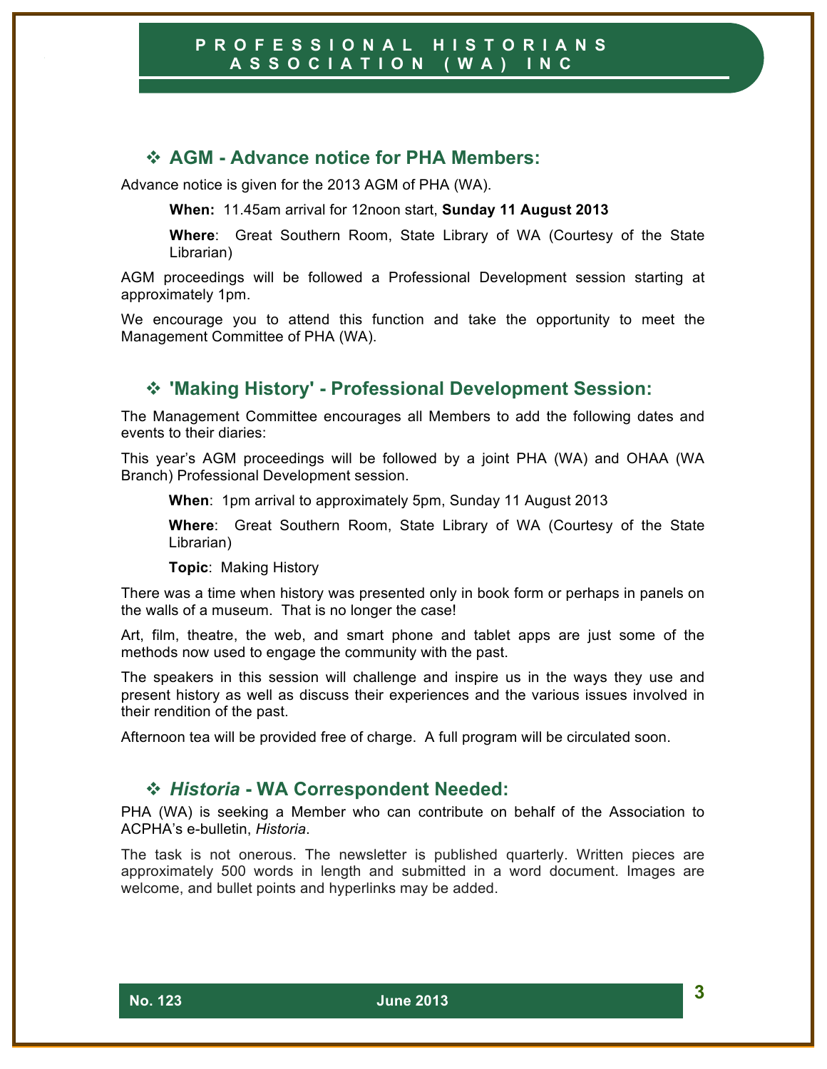## ❖ AGM - Advance notice for PHA Members:

Advance notice is given for the 2013 AGM of PHA (WA).

**When:** 11.45am arrival for 12noon start, **Sunday 11 August 2013**

**Where**: Great Southern Room, State Library of WA (Courtesy of the State Librarian)

AGM proceedings will be followed a Professional Development session starting at approximately 1pm.

We encourage you to attend this function and take the opportunity to meet the Management Committee of PHA (WA).

## ❖ 'Making History' - Professional Development Session:

The Management Committee encourages all Members to add the following dates and events to their diaries:

This year's AGM proceedings will be followed by a joint PHA (WA) and OHAA (WA Branch) Professional Development session.

**When**: 1pm arrival to approximately 5pm, Sunday 11 August 2013

**Where**: Great Southern Room, State Library of WA (Courtesy of the State Librarian)

**Topic**: Making History

There was a time when history was presented only in book form or perhaps in panels on the walls of a museum. That is no longer the case!

Art, film, theatre, the web, and smart phone and tablet apps are just some of the methods now used to engage the community with the past.

The speakers in this session will challenge and inspire us in the ways they use and present history as well as discuss their experiences and the various issues involved in their rendition of the past.

Afternoon tea will be provided free of charge. A full program will be circulated soon.

## ❖ *Historia* - WA Correspondent Needed:

PHA (WA) is seeking a Member who can contribute on behalf of the Association to ACPHA's e-bulletin, *Historia*.

The task is not onerous. The newsletter is published quarterly. Written pieces are approximately 500 words in length and submitted in a word document. Images are welcome, and bullet points and hyperlinks may be added.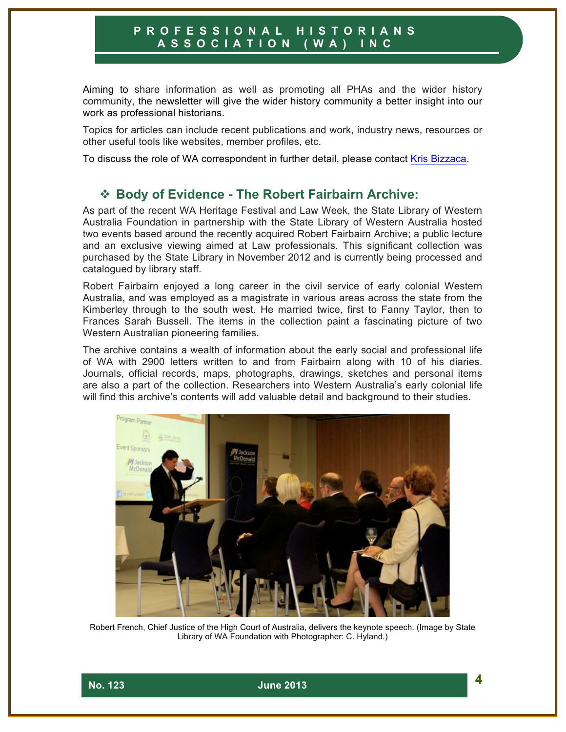Aiming to share information as well as promoting all PHAs and the wider history community, the newsletter will give the wider history community a better insight into our work as professional historians.

Topics for articles can include recent publications and work, industry news, resources or other useful tools like websites, member profiles, etc.

To discuss the role of WA correspondent in further detail, please contact [Kris Bizzaca](#).

## ❖ Body of Evidence - The Robert Fairbairn Archive:

As part of the recent WA Heritage Festival and Law Week, the State Library of Western Australia Foundation in partnership with the State Library of Western Australia hosted two events based around the recently acquired Robert Fairbairn Archive; a public lecture and an exclusive viewing aimed at Law professionals. This significant collection was purchased by the State Library in November 2012 and is currently being processed and catalogued by library staff.

Robert Fairbairn enjoyed a long career in the civil service of early colonial Western Australia, and was employed as a magistrate in various areas across the state from the Kimberley through to the south west. He married twice, first to Fanny Taylor, then to Frances Sarah Bussell. The items in the collection paint a fascinating picture of two Western Australian pioneering families.

The archive contains a wealth of information about the early social and professional life of WA with 2900 letters written to and from Fairbairn along with 10 of his diaries. Journals, official records, maps, photographs, drawings, sketches and personal items are also a part of the collection. Researchers into Western Australia's early colonial life will find this archive's contents will add valuable detail and background to their studies.

Robert French, Chief Justice of the High Court of Australia, delivers the keynote speech. (Image by State Library of WA Foundation with Photographer: C. Hyland.)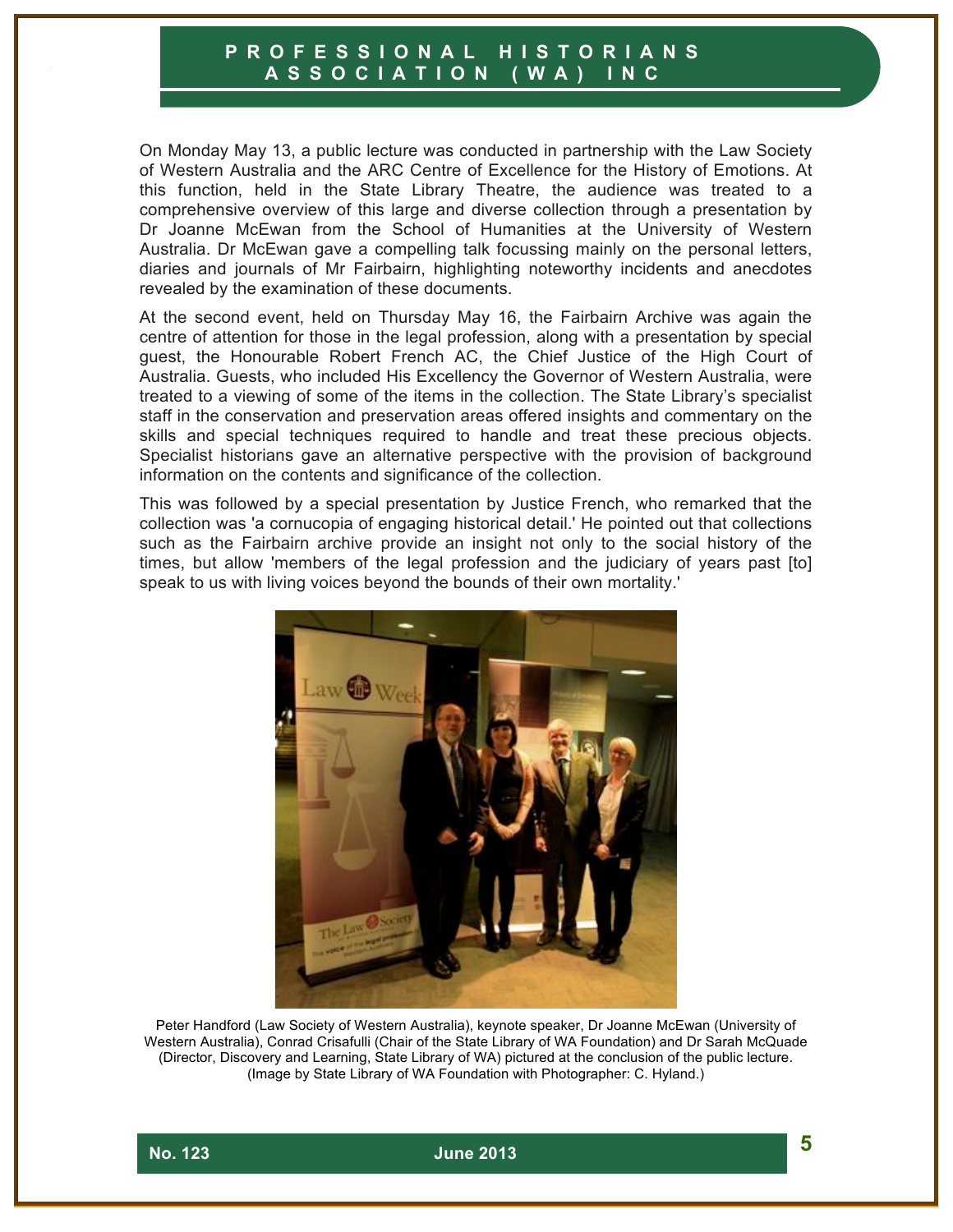On Monday May 13, a public lecture was conducted in partnership with the Law Society of Western Australia and the ARC Centre of Excellence for the History of Emotions. At this function, held in the State Library Theatre, the audience was treated to a comprehensive overview of this large and diverse collection through a presentation by Dr Joanne McEwan from the School of Humanities at the University of Western Australia. Dr McEwan gave a compelling talk focussing mainly on the personal letters, diaries and journals of Mr Fairbairn, highlighting noteworthy incidents and anecdotes revealed by the examination of these documents.

At the second event, held on Thursday May 16, the Fairbairn Archive was again the centre of attention for those in the legal profession, along with a presentation by special guest, the Honourable Robert French AC, the Chief Justice of the High Court of Australia. Guests, who included His Excellency the Governor of Western Australia, were treated to a viewing of some of the items in the collection. The State Library's specialist staff in the conservation and preservation areas offered insights and commentary on the skills and special techniques required to handle and treat these precious objects. Specialist historians gave an alternative perspective with the provision of background information on the contents and significance of the collection.

This was followed by a special presentation by Justice French, who remarked that the collection was 'a cornucopia of engaging historical detail.' He pointed out that collections such as the Fairbairn archive provide an insight not only to the social history of the times, but allow 'members of the legal profession and the judiciary of years past [to] speak to us with living voices beyond the bounds of their own mortality.'

Peter Handford (Law Society of Western Australia), keynote speaker, Dr Joanne McEwan (University of Western Australia), Conrad Crisafulli (Chair of the State Library of WA Foundation) and Dr Sarah McQuade (Director, Discovery and Learning, State Library of WA) pictured at the conclusion of the public lecture. (Image by State Library of WA Foundation with Photographer: C. Hyland.)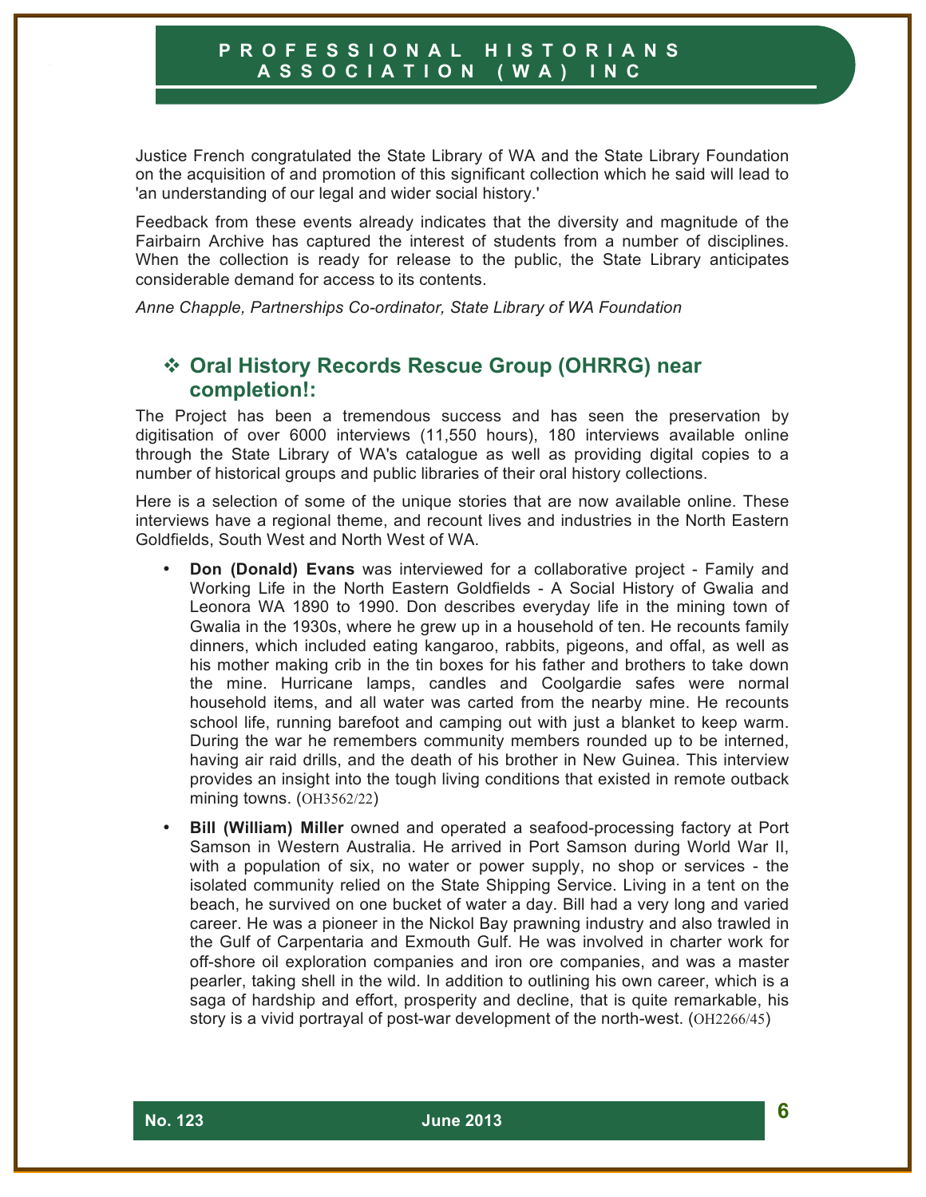Justice French congratulated the State Library of WA and the State Library Foundation on the acquisition of and promotion of this significant collection which he said will lead to 'an understanding of our legal and wider social history.'

Feedback from these events already indicates that the diversity and magnitude of the Fairbairn Archive has captured the interest of students from a number of disciplines. When the collection is ready for release to the public, the State Library anticipates considerable demand for access to its contents.

*Anne Chapple, Partnerships Co-ordinator, State Library of WA Foundation*

## ❖ Oral History Records Rescue Group (OHRRG) near completion!:

The Project has been a tremendous success and has seen the preservation by digitisation of over 6000 interviews (11,550 hours), 180 interviews available online through the State Library of WA's catalogue as well as providing digital copies to a number of historical groups and public libraries of their oral history collections.

Here is a selection of some of the unique stories that are now available online. These interviews have a regional theme, and recount lives and industries in the North Eastern Goldfields, South West and North West of WA.

- **Don (Donald) Evans** was interviewed for a collaborative project - Family and Working Life in the North Eastern Goldfields - A Social History of Gwalia and Leonora WA 1890 to 1990. Don describes everyday life in the mining town of Gwalia in the 1930s, where he grew up in a household of ten. He recounts family dinners, which included eating kangaroo, rabbits, pigeons, and offal, as well as his mother making crib in the tin boxes for his father and brothers to take down the mine. Hurricane lamps, candles and Coolgardie safes were normal household items, and all water was carted from the nearby mine. He recounts school life, running barefoot and camping out with just a blanket to keep warm. During the war he remembers community members rounded up to be interned, having air raid drills, and the death of his brother in New Guinea. This interview provides an insight into the tough living conditions that existed in remote outback mining towns. (OH3562/22)
- **Bill (William) Miller** owned and operated a seafood-processing factory at Port Samson in Western Australia. He arrived in Port Samson during World War II, with a population of six, no water or power supply, no shop or services - the isolated community relied on the State Shipping Service. Living in a tent on the beach, he survived on one bucket of water a day. Bill had a very long and varied career. He was a pioneer in the Nickol Bay prawning industry and also trawled in the Gulf of Carpentaria and Exmouth Gulf. He was involved in charter work for off-shore oil exploration companies and iron ore companies, and was a master pearler, taking shell in the wild. In addition to outlining his own career, which is a saga of hardship and effort, prosperity and decline, that is quite remarkable, his story is a vivid portrayal of post-war development of the north-west. (OH2266/45)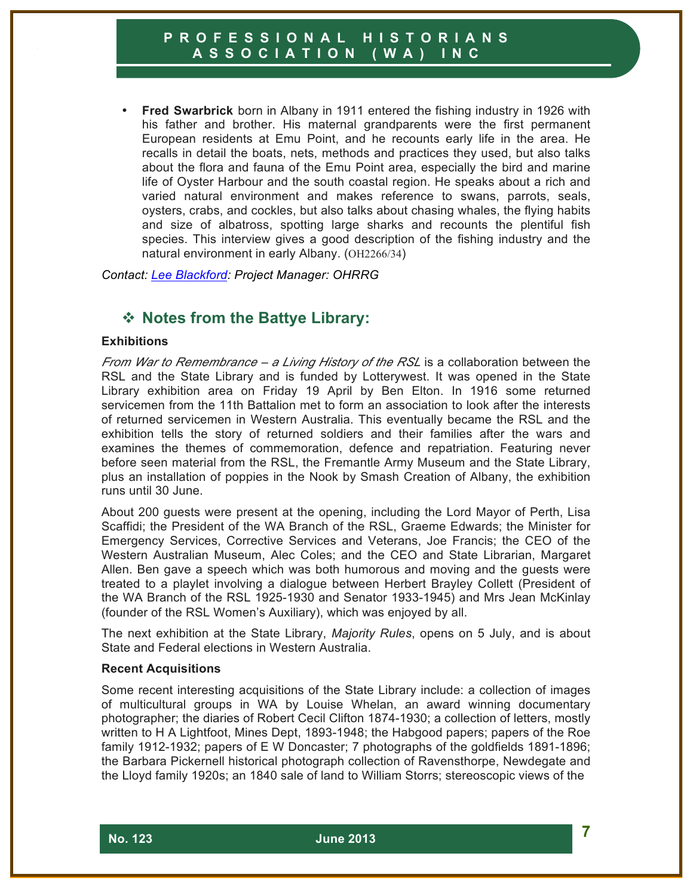- **Fred Swarbrick** born in Albany in 1911 entered the fishing industry in 1926 with his father and brother. His maternal grandparents were the first permanent European residents at Emu Point, and he recounts early life in the area. He recalls in detail the boats, nets, methods and practices they used, but also talks about the flora and fauna of the Emu Point area, especially the bird and marine life of Oyster Harbour and the south coastal region. He speaks about a rich and varied natural environment and makes reference to swans, parrots, seals, oysters, crabs, and cockles, but also talks about chasing whales, the flying habits and size of albatross, spotting large sharks and recounts the plentiful fish species. This interview gives a good description of the fishing industry and the natural environment in early Albany. (OH2266/34)

*Contact: Lee Blackford: Project Manager: OHRRG*

## ❖ Notes from the Battye Library:

### Exhibitions

*From War to Remembrance – a Living History of the RSL* is a collaboration between the RSL and the State Library and is funded by Lotterywest. It was opened in the State Library exhibition area on Friday 19 April by Ben Elton. In 1916 some returned servicemen from the 11th Battalion met to form an association to look after the interests of returned servicemen in Western Australia. This eventually became the RSL and the exhibition tells the story of returned soldiers and their families after the wars and examines the themes of commemoration, defence and repatriation. Featuring never before seen material from the RSL, the Fremantle Army Museum and the State Library, plus an installation of poppies in the Nook by Smash Creation of Albany, the exhibition runs until 30 June.

About 200 guests were present at the opening, including the Lord Mayor of Perth, Lisa Scaffidi; the President of the WA Branch of the RSL, Graeme Edwards; the Minister for Emergency Services, Corrective Services and Veterans, Joe Francis; the CEO of the Western Australian Museum, Alec Coles; and the CEO and State Librarian, Margaret Allen. Ben gave a speech which was both humorous and moving and the guests were treated to a playlet involving a dialogue between Herbert Brayley Collett (President of the WA Branch of the RSL 1925-1930 and Senator 1933-1945) and Mrs Jean McKinlay (founder of the RSL Women's Auxiliary), which was enjoyed by all.

The next exhibition at the State Library, *Majority Rules*, opens on 5 July, and is about State and Federal elections in Western Australia.

### Recent Acquisitions

Some recent interesting acquisitions of the State Library include: a collection of images of multicultural groups in WA by Louise Whelan, an award winning documentary photographer; the diaries of Robert Cecil Clifton 1874-1930; a collection of letters, mostly written to H A Lightfoot, Mines Dept, 1893-1948; the Habgood papers; papers of the Roe family 1912-1932; papers of E W Doncaster; 7 photographs of the goldfields 1891-1896; the Barbara Pickernell historical photograph collection of Ravensthorpe, Newdegate and the Lloyd family 1920s; an 1840 sale of land to William Storrs; stereoscopic views of the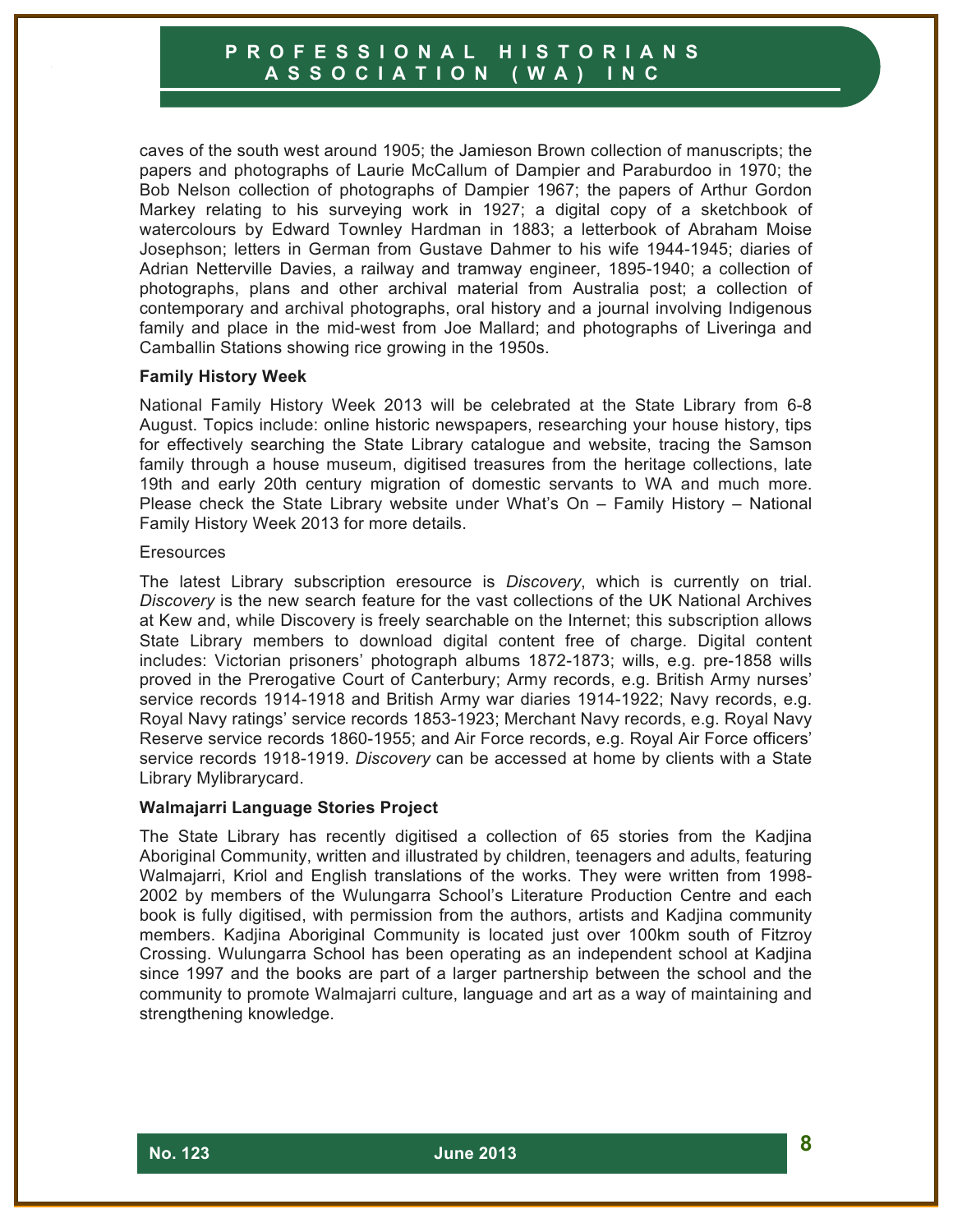caves of the south west around 1905; the Jamieson Brown collection of manuscripts; the papers and photographs of Laurie McCallum of Dampier and Paraburdoo in 1970; the Bob Nelson collection of photographs of Dampier 1967; the papers of Arthur Gordon Markey relating to his surveying work in 1927; a digital copy of a sketchbook of watercolours by Edward Townley Hardman in 1883; a letterbook of Abraham Moise Josephson; letters in German from Gustave Dahmer to his wife 1944-1945; diaries of Adrian Netterville Davies, a railway and tramway engineer, 1895-1940; a collection of photographs, plans and other archival material from Australia post; a collection of contemporary and archival photographs, oral history and a journal involving Indigenous family and place in the mid-west from Joe Mallard; and photographs of Liveringa and Camballin Stations showing rice growing in the 1950s.

**Family History Week**

National Family History Week 2013 will be celebrated at the State Library from 6-8 August. Topics include: online historic newspapers, researching your house history, tips for effectively searching the State Library catalogue and website, tracing the Samson family through a house museum, digitised treasures from the heritage collections, late 19th and early 20th century migration of domestic servants to WA and much more. Please check the State Library website under What's On – Family History – National Family History Week 2013 for more details.

Eresources

The latest Library subscription eresource is *Discovery*, which is currently on trial. *Discovery* is the new search feature for the vast collections of the UK National Archives at Kew and, while Discovery is freely searchable on the Internet; this subscription allows State Library members to download digital content free of charge. Digital content includes: Victorian prisoners' photograph albums 1872-1873; wills, e.g. pre-1858 wills proved in the Prerogative Court of Canterbury; Army records, e.g. British Army nurses' service records 1914-1918 and British Army war diaries 1914-1922; Navy records, e.g. Royal Navy ratings' service records 1853-1923; Merchant Navy records, e.g. Royal Navy Reserve service records 1860-1955; and Air Force records, e.g. Royal Air Force officers' service records 1918-1919. *Discovery* can be accessed at home by clients with a State Library Mylibrarycard.

**Walmajarri Language Stories Project**

The State Library has recently digitised a collection of 65 stories from the Kadjina Aboriginal Community, written and illustrated by children, teenagers and adults, featuring Walmajarri, Kriol and English translations of the works. They were written from 1998-2002 by members of the Wulungarra School's Literature Production Centre and each book is fully digitised, with permission from the authors, artists and Kadjina community members. Kadjina Aboriginal Community is located just over 100km south of Fitzroy Crossing. Wulungarra School has been operating as an independent school at Kadjina since 1997 and the books are part of a larger partnership between the school and the community to promote Walmajarri culture, language and art as a way of maintaining and strengthening knowledge.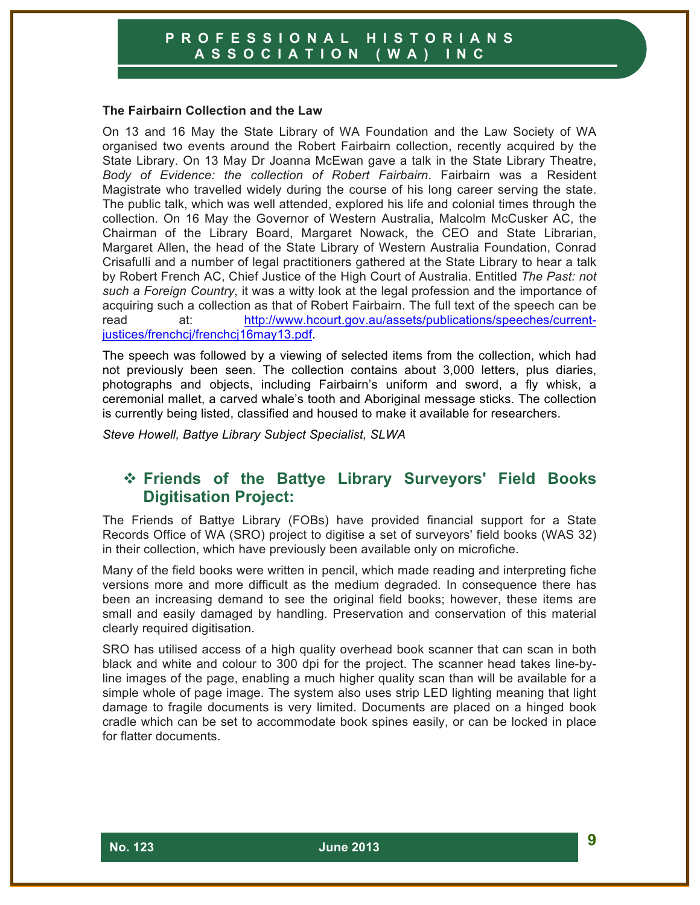### The Fairbairn Collection and the Law

On 13 and 16 May the State Library of WA Foundation and the Law Society of WA organised two events around the Robert Fairbairn collection, recently acquired by the State Library. On 13 May Dr Joanna McEwan gave a talk in the State Library Theatre, *Body of Evidence: the collection of Robert Fairbairn*. Fairbairn was a Resident Magistrate who travelled widely during the course of his long career serving the state. The public talk, which was well attended, explored his life and colonial times through the collection. On 16 May the Governor of Western Australia, Malcolm McCusker AC, the Chairman of the Library Board, Margaret Nowack, the CEO and State Librarian, Margaret Allen, the head of the State Library of Western Australia Foundation, Conrad Crisafulli and a number of legal practitioners gathered at the State Library to hear a talk by Robert French AC, Chief Justice of the High Court of Australia. Entitled *The Past: not such a Foreign Country*, it was a witty look at the legal profession and the importance of acquiring such a collection as that of Robert Fairbairn. The full text of the speech can be read at: http://www.hcourt.gov.au/assets/publications/speeches/current-justices/frenchcj/frenchcj16may13.pdf.

The speech was followed by a viewing of selected items from the collection, which had not previously been seen. The collection contains about 3,000 letters, plus diaries, photographs and objects, including Fairbairn's uniform and sword, a fly whisk, a ceremonial mallet, a carved whale's tooth and Aboriginal message sticks. The collection is currently being listed, classified and housed to make it available for researchers.

*Steve Howell, Battye Library Subject Specialist, SLWA*

## ❖ Friends of the Battye Library Surveyors' Field Books Digitisation Project:

The Friends of Battye Library (FOBs) have provided financial support for a State Records Office of WA (SRO) project to digitise a set of surveyors' field books (WAS 32) in their collection, which have previously been available only on microfiche.

Many of the field books were written in pencil, which made reading and interpreting fiche versions more and more difficult as the medium degraded. In consequence there has been an increasing demand to see the original field books; however, these items are small and easily damaged by handling. Preservation and conservation of this material clearly required digitisation.

SRO has utilised access of a high quality overhead book scanner that can scan in both black and white and colour to 300 dpi for the project. The scanner head takes line-by-line images of the page, enabling a much higher quality scan than will be available for a simple whole of page image. The system also uses strip LED lighting meaning that light damage to fragile documents is very limited. Documents are placed on a hinged book cradle which can be set to accommodate book spines easily, or can be locked in place for flatter documents.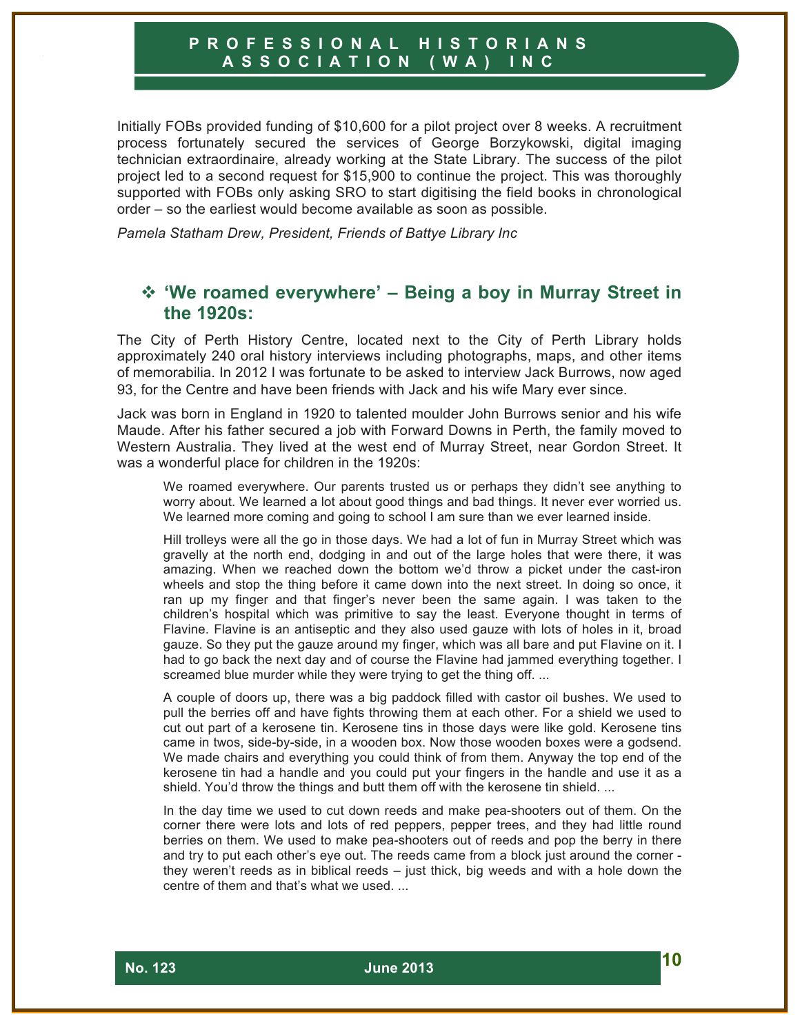Initially FOBs provided funding of $10,600 for a pilot project over 8 weeks. A recruitment process fortunately secured the services of George Borzykowski, digital imaging technician extraordinaire, already working at the State Library. The success of the pilot project led to a second request for $15,900 to continue the project. This was thoroughly supported with FOBs only asking SRO to start digitising the field books in chronological order – so the earliest would become available as soon as possible.

*Pamela Statham Drew, President, Friends of Battye Library Inc*

## ❖ 'We roamed everywhere' – Being a boy in Murray Street in the 1920s:

The City of Perth History Centre, located next to the City of Perth Library holds approximately 240 oral history interviews including photographs, maps, and other items of memorabilia. In 2012 I was fortunate to be asked to interview Jack Burrows, now aged 93, for the Centre and have been friends with Jack and his wife Mary ever since.

Jack was born in England in 1920 to talented moulder John Burrows senior and his wife Maude. After his father secured a job with Forward Downs in Perth, the family moved to Western Australia. They lived at the west end of Murray Street, near Gordon Street. It was a wonderful place for children in the 1920s:

> We roamed everywhere. Our parents trusted us or perhaps they didn't see anything to worry about. We learned a lot about good things and bad things. It never ever worried us. We learned more coming and going to school I am sure than we ever learned inside.
>
> Hill trolleys were all the go in those days. We had a lot of fun in Murray Street which was gravelly at the north end, dodging in and out of the large holes that were there, it was amazing. When we reached down the bottom we'd throw a picket under the cast-iron wheels and stop the thing before it came down into the next street. In doing so once, it ran up my finger and that finger's never been the same again. I was taken to the children's hospital which was primitive to say the least. Everyone thought in terms of Flavine. Flavine is an antiseptic and they also used gauze with lots of holes in it, broad gauze. So they put the gauze around my finger, which was all bare and put Flavine on it. I had to go back the next day and of course the Flavine had jammed everything together. I screamed blue murder while they were trying to get the thing off. ...
>
> A couple of doors up, there was a big paddock filled with castor oil bushes. We used to pull the berries off and have fights throwing them at each other. For a shield we used to cut out part of a kerosene tin. Kerosene tins in those days were like gold. Kerosene tins came in twos, side-by-side, in a wooden box. Now those wooden boxes were a godsend. We made chairs and everything you could think of from them. Anyway the top end of the kerosene tin had a handle and you could put your fingers in the handle and use it as a shield. You'd throw the things and butt them off with the kerosene tin shield. ...
>
> In the day time we used to cut down reeds and make pea-shooters out of them. On the corner there were lots and lots of red peppers, pepper trees, and they had little round berries on them. We used to make pea-shooters out of reeds and pop the berry in there and try to put each other's eye out. The reeds came from a block just around the corner - they weren't reeds as in biblical reeds – just thick, big weeds and with a hole down the centre of them and that's what we used. ...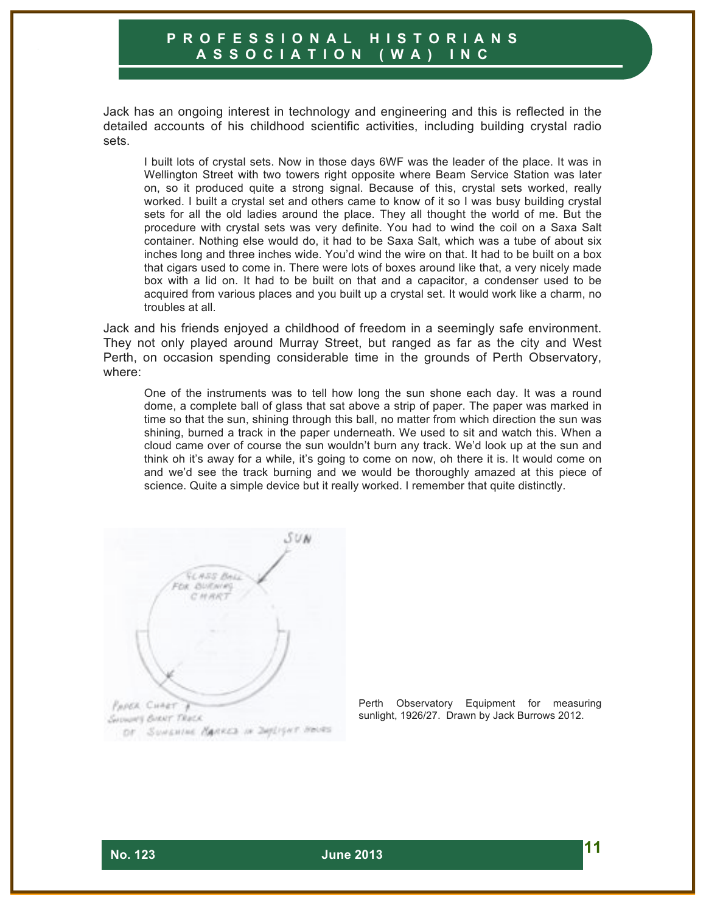Jack has an ongoing interest in technology and engineering and this is reflected in the detailed accounts of his childhood scientific activities, including building crystal radio sets.

> I built lots of crystal sets. Now in those days 6WF was the leader of the place. It was in Wellington Street with two towers right opposite where Beam Service Station was later on, so it produced quite a strong signal. Because of this, crystal sets worked, really worked. I built a crystal set and others came to know of it so I was busy building crystal sets for all the old ladies around the place. They all thought the world of me. But the procedure with crystal sets was very definite. You had to wind the coil on a Saxa Salt container. Nothing else would do, it had to be Saxa Salt, which was a tube of about six inches long and three inches wide. You'd wind the wire on that. It had to be built on a box that cigars used to come in. There were lots of boxes around like that, a very nicely made box with a lid on. It had to be built on that and a capacitor, a condenser used to be acquired from various places and you built up a crystal set. It would work like a charm, no troubles at all.

Jack and his friends enjoyed a childhood of freedom in a seemingly safe environment. They not only played around Murray Street, but ranged as far as the city and West Perth, on occasion spending considerable time in the grounds of Perth Observatory, where:

> One of the instruments was to tell how long the sun shone each day. It was a round dome, a complete ball of glass that sat above a strip of paper. The paper was marked in time so that the sun, shining through this ball, no matter from which direction the sun was shining, burned a track in the paper underneath. We used to sit and watch this. When a cloud came over of course the sun wouldn't burn any track. We'd look up at the sun and think oh it's away for a while, it's going to come on now, oh there it is. It would come on and we'd see the track burning and we would be thoroughly amazed at this piece of science. Quite a simple device but it really worked. I remember that quite distinctly.

Perth Observatory Equipment for measuring sunlight, 1926/27. Drawn by Jack Burrows 2012.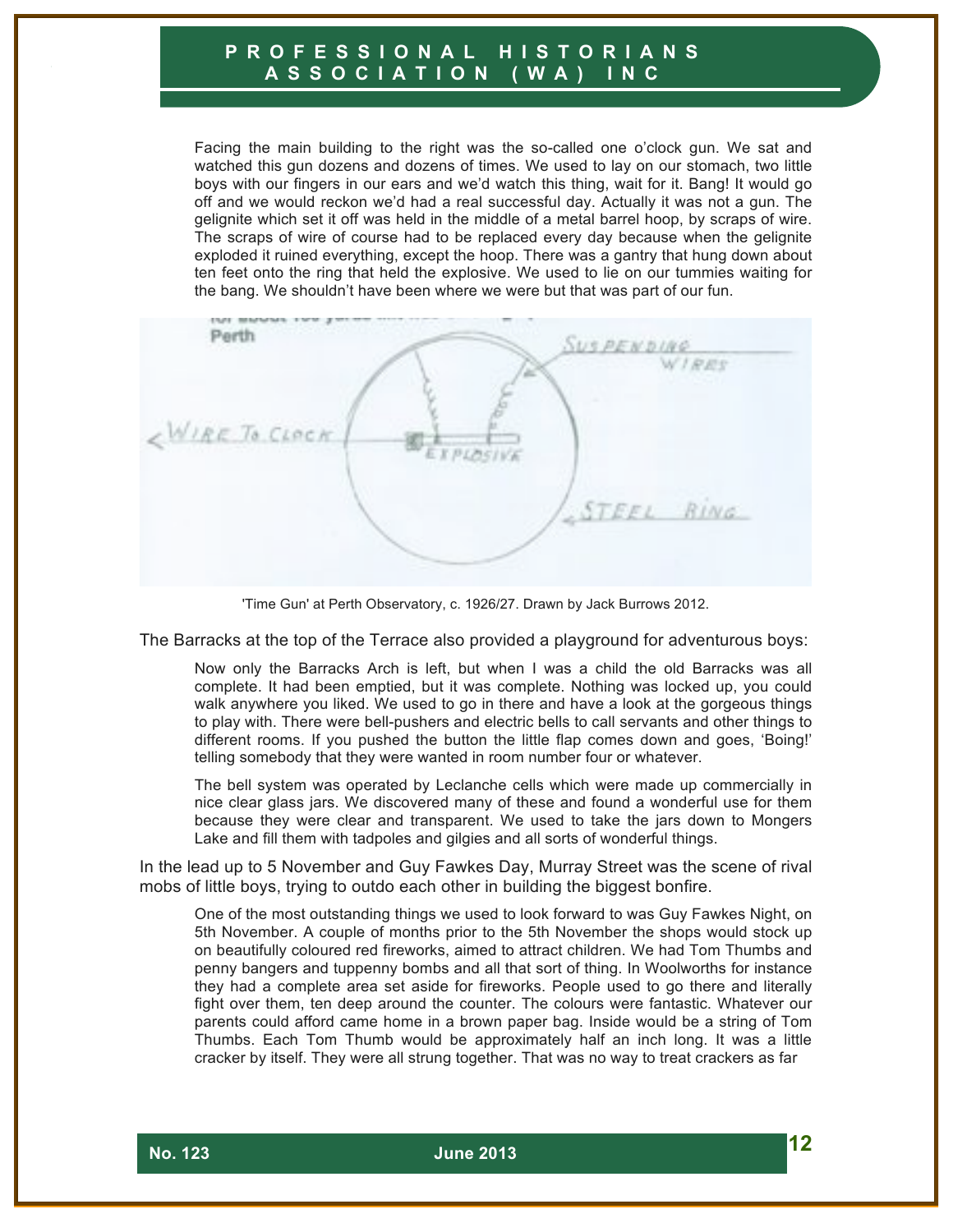Facing the main building to the right was the so-called one o'clock gun. We sat and watched this gun dozens and dozens of times. We used to lay on our stomach, two little boys with our fingers in our ears and we'd watch this thing, wait for it. Bang! It would go off and we would reckon we'd had a real successful day. Actually it was not a gun. The gelignite which set it off was held in the middle of a metal barrel hoop, by scraps of wire. The scraps of wire of course had to be replaced every day because when the gelignite exploded it ruined everything, except the hoop. There was a gantry that hung down about ten feet onto the ring that held the explosive. We used to lie on our tummies waiting for the bang. We shouldn't have been where we were but that was part of our fun.

'Time Gun' at Perth Observatory, c. 1926/27. Drawn by Jack Burrows 2012.

The Barracks at the top of the Terrace also provided a playground for adventurous boys:

> Now only the Barracks Arch is left, but when I was a child the old Barracks was all complete. It had been emptied, but it was complete. Nothing was locked up, you could walk anywhere you liked. We used to go in there and have a look at the gorgeous things to play with. There were bell-pushers and electric bells to call servants and other things to different rooms. If you pushed the button the little flap comes down and goes, 'Boing!' telling somebody that they were wanted in room number four or whatever.
>
> The bell system was operated by Leclanche cells which were made up commercially in nice clear glass jars. We discovered many of these and found a wonderful use for them because they were clear and transparent. We used to take the jars down to Mongers Lake and fill them with tadpoles and gilgies and all sorts of wonderful things.

In the lead up to 5 November and Guy Fawkes Day, Murray Street was the scene of rival mobs of little boys, trying to outdo each other in building the biggest bonfire.

> One of the most outstanding things we used to look forward to was Guy Fawkes Night, on 5th November. A couple of months prior to the 5th November the shops would stock up on beautifully coloured red fireworks, aimed to attract children. We had Tom Thumbs and penny bangers and tuppenny bombs and all that sort of thing. In Woolworths for instance they had a complete area set aside for fireworks. People used to go there and literally fight over them, ten deep around the counter. The colours were fantastic. Whatever our parents could afford came home in a brown paper bag. Inside would be a string of Tom Thumbs. Each Tom Thumb would be approximately half an inch long. It was a little cracker by itself. They were all strung together. That was no way to treat crackers as far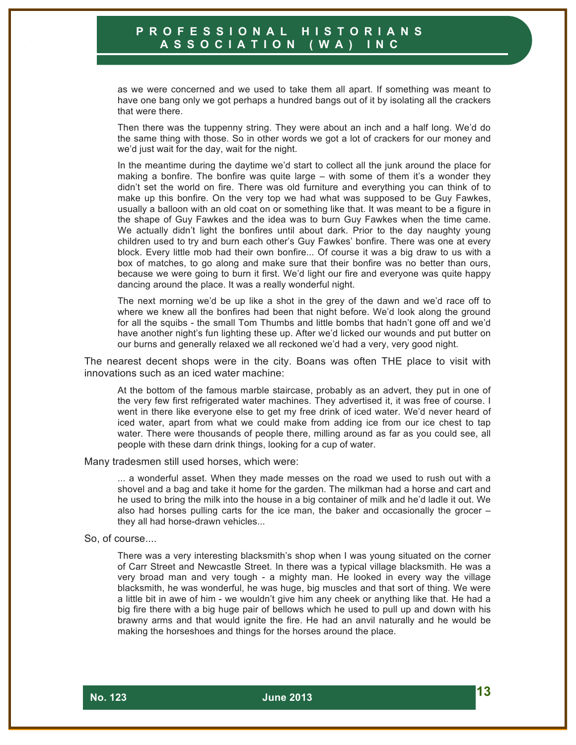> as we were concerned and we used to take them all apart. If something was meant to have one bang only we got perhaps a hundred bangs out of it by isolating all the crackers that were there.
>
> Then there was the tuppenny string. They were about an inch and a half long. We'd do the same thing with those. So in other words we got a lot of crackers for our money and we'd just wait for the day, wait for the night.
>
> In the meantime during the daytime we'd start to collect all the junk around the place for making a bonfire. The bonfire was quite large – with some of them it's a wonder they didn't set the world on fire. There was old furniture and everything you can think of to make up this bonfire. On the very top we had what was supposed to be Guy Fawkes, usually a balloon with an old coat on or something like that. It was meant to be a figure in the shape of Guy Fawkes and the idea was to burn Guy Fawkes when the time came. We actually didn't light the bonfires until about dark. Prior to the day naughty young children used to try and burn each other's Guy Fawkes' bonfire. There was one at every block. Every little mob had their own bonfire... Of course it was a big draw to us with a box of matches, to go along and make sure that their bonfire was no better than ours, because we were going to burn it first. We'd light our fire and everyone was quite happy dancing around the place. It was a really wonderful night.
>
> The next morning we'd be up like a shot in the grey of the dawn and we'd race off to where we knew all the bonfires had been that night before. We'd look along the ground for all the squibs - the small Tom Thumbs and little bombs that hadn't gone off and we'd have another night's fun lighting these up. After we'd licked our wounds and put butter on our burns and generally relaxed we all reckoned we'd had a very, very good night.

The nearest decent shops were in the city. Boans was often THE place to visit with innovations such as an iced water machine:

> At the bottom of the famous marble staircase, probably as an advert, they put in one of the very few first refrigerated water machines. They advertised it, it was free of course. I went in there like everyone else to get my free drink of iced water. We'd never heard of iced water, apart from what we could make from adding ice from our ice chest to tap water. There were thousands of people there, milling around as far as you could see, all people with these darn drink things, looking for a cup of water.

Many tradesmen still used horses, which were:

> ... a wonderful asset. When they made messes on the road we used to rush out with a shovel and a bag and take it home for the garden. The milkman had a horse and cart and he used to bring the milk into the house in a big container of milk and he'd ladle it out. We also had horses pulling carts for the ice man, the baker and occasionally the grocer – they all had horse-drawn vehicles...

So, of course....

> There was a very interesting blacksmith's shop when I was young situated on the corner of Carr Street and Newcastle Street. In there was a typical village blacksmith. He was a very broad man and very tough - a mighty man. He looked in every way the village blacksmith, he was wonderful, he was huge, big muscles and that sort of thing. We were a little bit in awe of him - we wouldn't give him any cheek or anything like that. He had a big fire there with a big huge pair of bellows which he used to pull up and down with his brawny arms and that would ignite the fire. He had an anvil naturally and he would be making the horseshoes and things for the horses around the place.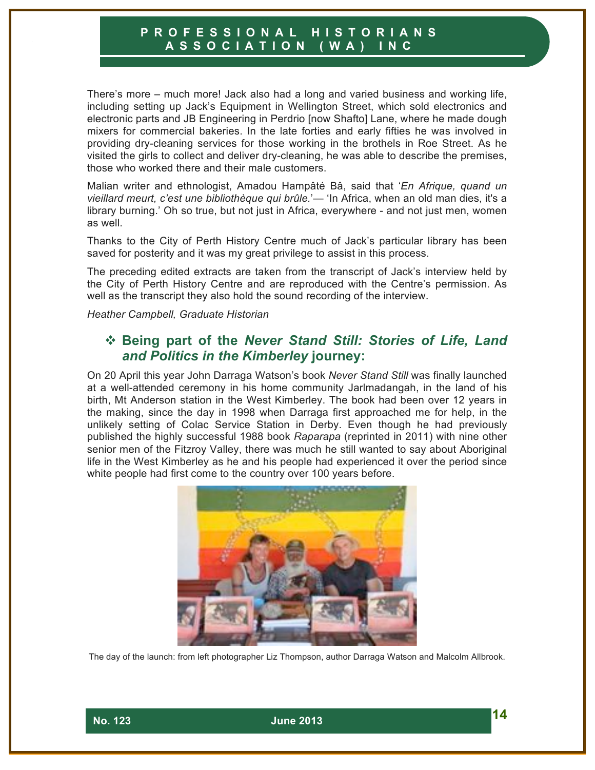There's more – much more! Jack also had a long and varied business and working life, including setting up Jack's Equipment in Wellington Street, which sold electronics and electronic parts and JB Engineering in Perdrio [now Shafto] Lane, where he made dough mixers for commercial bakeries. In the late forties and early fifties he was involved in providing dry-cleaning services for those working in the brothels in Roe Street. As he visited the girls to collect and deliver dry-cleaning, he was able to describe the premises, those who worked there and their male customers.

Malian writer and ethnologist, Amadou Hampâté Bâ, said that '*En Afrique, quand un vieillard meurt, c'est une bibliothèque qui brûle.*'— 'In Africa, when an old man dies, it's a library burning.' Oh so true, but not just in Africa, everywhere - and not just men, women as well.

Thanks to the City of Perth History Centre much of Jack's particular library has been saved for posterity and it was my great privilege to assist in this process.

The preceding edited extracts are taken from the transcript of Jack's interview held by the City of Perth History Centre and are reproduced with the Centre's permission. As well as the transcript they also hold the sound recording of the interview.

*Heather Campbell, Graduate Historian*

## ❖ Being part of the *Never Stand Still: Stories of Life, Land and Politics in the Kimberley* journey:

On 20 April this year John Darraga Watson's book *Never Stand Still* was finally launched at a well-attended ceremony in his home community Jarlmadangah, in the land of his birth, Mt Anderson station in the West Kimberley. The book had been over 12 years in the making, since the day in 1998 when Darraga first approached me for help, in the unlikely setting of Colac Service Station in Derby. Even though he had previously published the highly successful 1988 book *Raparapa* (reprinted in 2011) with nine other senior men of the Fitzroy Valley, there was much he still wanted to say about Aboriginal life in the West Kimberley as he and his people had experienced it over the period since white people had first come to the country over 100 years before.

The day of the launch: from left photographer Liz Thompson, author Darraga Watson and Malcolm Allbrook.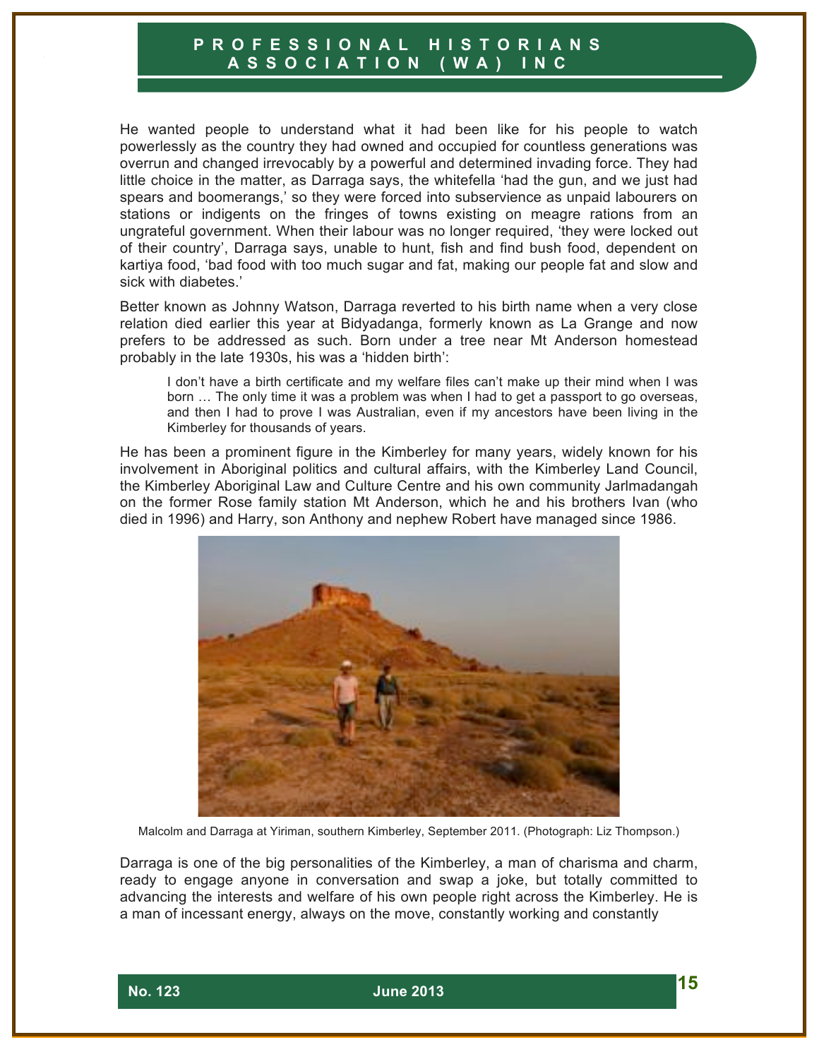He wanted people to understand what it had been like for his people to watch powerlessly as the country they had owned and occupied for countless generations was overrun and changed irrevocably by a powerful and determined invading force. They had little choice in the matter, as Darraga says, the whitefella 'had the gun, and we just had spears and boomerangs,' so they were forced into subservience as unpaid labourers on stations or indigents on the fringes of towns existing on meagre rations from an ungrateful government. When their labour was no longer required, 'they were locked out of their country', Darraga says, unable to hunt, fish and find bush food, dependent on kartiya food, 'bad food with too much sugar and fat, making our people fat and slow and sick with diabetes.'

Better known as Johnny Watson, Darraga reverted to his birth name when a very close relation died earlier this year at Bidyadanga, formerly known as La Grange and now prefers to be addressed as such. Born under a tree near Mt Anderson homestead probably in the late 1930s, his was a 'hidden birth':

> I don't have a birth certificate and my welfare files can't make up their mind when I was born … The only time it was a problem was when I had to get a passport to go overseas, and then I had to prove I was Australian, even if my ancestors have been living in the Kimberley for thousands of years.

He has been a prominent figure in the Kimberley for many years, widely known for his involvement in Aboriginal politics and cultural affairs, with the Kimberley Land Council, the Kimberley Aboriginal Law and Culture Centre and his own community Jarlmadangah on the former Rose family station Mt Anderson, which he and his brothers Ivan (who died in 1996) and Harry, son Anthony and nephew Robert have managed since 1986.

Malcolm and Darraga at Yiriman, southern Kimberley, September 2011. (Photograph: Liz Thompson.)

Darraga is one of the big personalities of the Kimberley, a man of charisma and charm, ready to engage anyone in conversation and swap a joke, but totally committed to advancing the interests and welfare of his own people right across the Kimberley. He is a man of incessant energy, always on the move, constantly working and constantly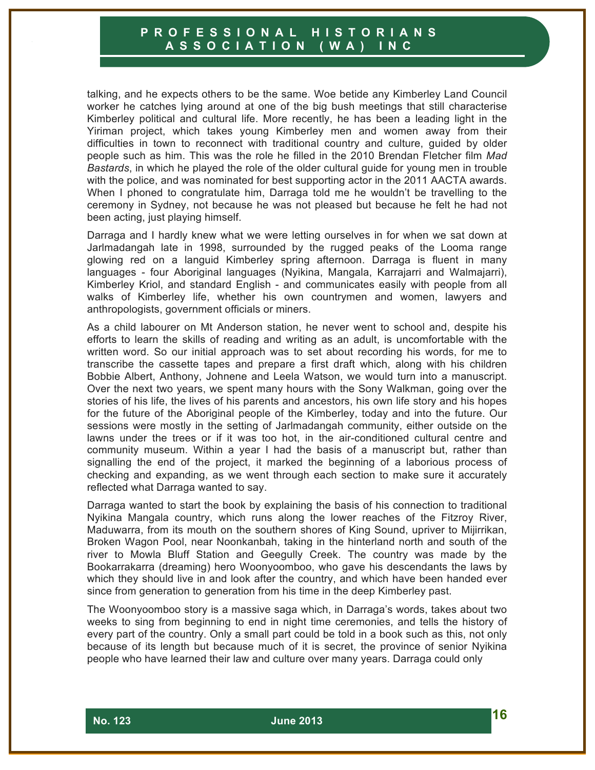talking, and he expects others to be the same. Woe betide any Kimberley Land Council worker he catches lying around at one of the big bush meetings that still characterise Kimberley political and cultural life. More recently, he has been a leading light in the Yiriman project, which takes young Kimberley men and women away from their difficulties in town to reconnect with traditional country and culture, guided by older people such as him. This was the role he filled in the 2010 Brendan Fletcher film *Mad Bastards*, in which he played the role of the older cultural guide for young men in trouble with the police, and was nominated for best supporting actor in the 2011 AACTA awards. When I phoned to congratulate him, Darraga told me he wouldn't be travelling to the ceremony in Sydney, not because he was not pleased but because he felt he had not been acting, just playing himself.

Darraga and I hardly knew what we were letting ourselves in for when we sat down at Jarlmadangah late in 1998, surrounded by the rugged peaks of the Looma range glowing red on a languid Kimberley spring afternoon. Darraga is fluent in many languages - four Aboriginal languages (Nyikina, Mangala, Karrajarri and Walmajarri), Kimberley Kriol, and standard English - and communicates easily with people from all walks of Kimberley life, whether his own countrymen and women, lawyers and anthropologists, government officials or miners.

As a child labourer on Mt Anderson station, he never went to school and, despite his efforts to learn the skills of reading and writing as an adult, is uncomfortable with the written word. So our initial approach was to set about recording his words, for me to transcribe the cassette tapes and prepare a first draft which, along with his children Bobbie Albert, Anthony, Johnene and Leela Watson, we would turn into a manuscript. Over the next two years, we spent many hours with the Sony Walkman, going over the stories of his life, the lives of his parents and ancestors, his own life story and his hopes for the future of the Aboriginal people of the Kimberley, today and into the future. Our sessions were mostly in the setting of Jarlmadangah community, either outside on the lawns under the trees or if it was too hot, in the air-conditioned cultural centre and community museum. Within a year I had the basis of a manuscript but, rather than signalling the end of the project, it marked the beginning of a laborious process of checking and expanding, as we went through each section to make sure it accurately reflected what Darraga wanted to say.

Darraga wanted to start the book by explaining the basis of his connection to traditional Nyikina Mangala country, which runs along the lower reaches of the Fitzroy River, Maduwarra, from its mouth on the southern shores of King Sound, upriver to Mijirrikan, Broken Wagon Pool, near Noonkanbah, taking in the hinterland north and south of the river to Mowla Bluff Station and Geegully Creek. The country was made by the Bookarrakarra (dreaming) hero Woonyoomboo, who gave his descendants the laws by which they should live in and look after the country, and which have been handed ever since from generation to generation from his time in the deep Kimberley past.

The Woonyoomboo story is a massive saga which, in Darraga's words, takes about two weeks to sing from beginning to end in night time ceremonies, and tells the history of every part of the country. Only a small part could be told in a book such as this, not only because of its length but because much of it is secret, the province of senior Nyikina people who have learned their law and culture over many years. Darraga could only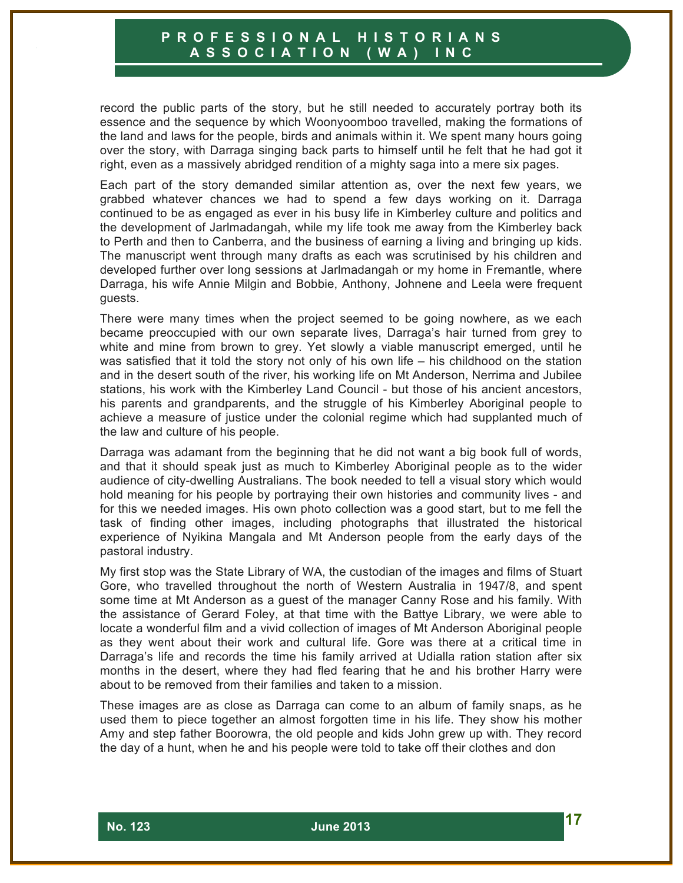record the public parts of the story, but he still needed to accurately portray both its essence and the sequence by which Woonyoomboo travelled, making the formations of the land and laws for the people, birds and animals within it. We spent many hours going over the story, with Darraga singing back parts to himself until he felt that he had got it right, even as a massively abridged rendition of a mighty saga into a mere six pages.

Each part of the story demanded similar attention as, over the next few years, we grabbed whatever chances we had to spend a few days working on it. Darraga continued to be as engaged as ever in his busy life in Kimberley culture and politics and the development of Jarlmadangah, while my life took me away from the Kimberley back to Perth and then to Canberra, and the business of earning a living and bringing up kids. The manuscript went through many drafts as each was scrutinised by his children and developed further over long sessions at Jarlmadangah or my home in Fremantle, where Darraga, his wife Annie Milgin and Bobbie, Anthony, Johnene and Leela were frequent guests.

There were many times when the project seemed to be going nowhere, as we each became preoccupied with our own separate lives, Darraga's hair turned from grey to white and mine from brown to grey. Yet slowly a viable manuscript emerged, until he was satisfied that it told the story not only of his own life – his childhood on the station and in the desert south of the river, his working life on Mt Anderson, Nerrima and Jubilee stations, his work with the Kimberley Land Council - but those of his ancient ancestors, his parents and grandparents, and the struggle of his Kimberley Aboriginal people to achieve a measure of justice under the colonial regime which had supplanted much of the law and culture of his people.

Darraga was adamant from the beginning that he did not want a big book full of words, and that it should speak just as much to Kimberley Aboriginal people as to the wider audience of city-dwelling Australians. The book needed to tell a visual story which would hold meaning for his people by portraying their own histories and community lives - and for this we needed images. His own photo collection was a good start, but to me fell the task of finding other images, including photographs that illustrated the historical experience of Nyikina Mangala and Mt Anderson people from the early days of the pastoral industry.

My first stop was the State Library of WA, the custodian of the images and films of Stuart Gore, who travelled throughout the north of Western Australia in 1947/8, and spent some time at Mt Anderson as a guest of the manager Canny Rose and his family. With the assistance of Gerard Foley, at that time with the Battye Library, we were able to locate a wonderful film and a vivid collection of images of Mt Anderson Aboriginal people as they went about their work and cultural life. Gore was there at a critical time in Darraga's life and records the time his family arrived at Udialla ration station after six months in the desert, where they had fled fearing that he and his brother Harry were about to be removed from their families and taken to a mission.

These images are as close as Darraga can come to an album of family snaps, as he used them to piece together an almost forgotten time in his life. They show his mother Amy and step father Boorowra, the old people and kids John grew up with. They record the day of a hunt, when he and his people were told to take off their clothes and don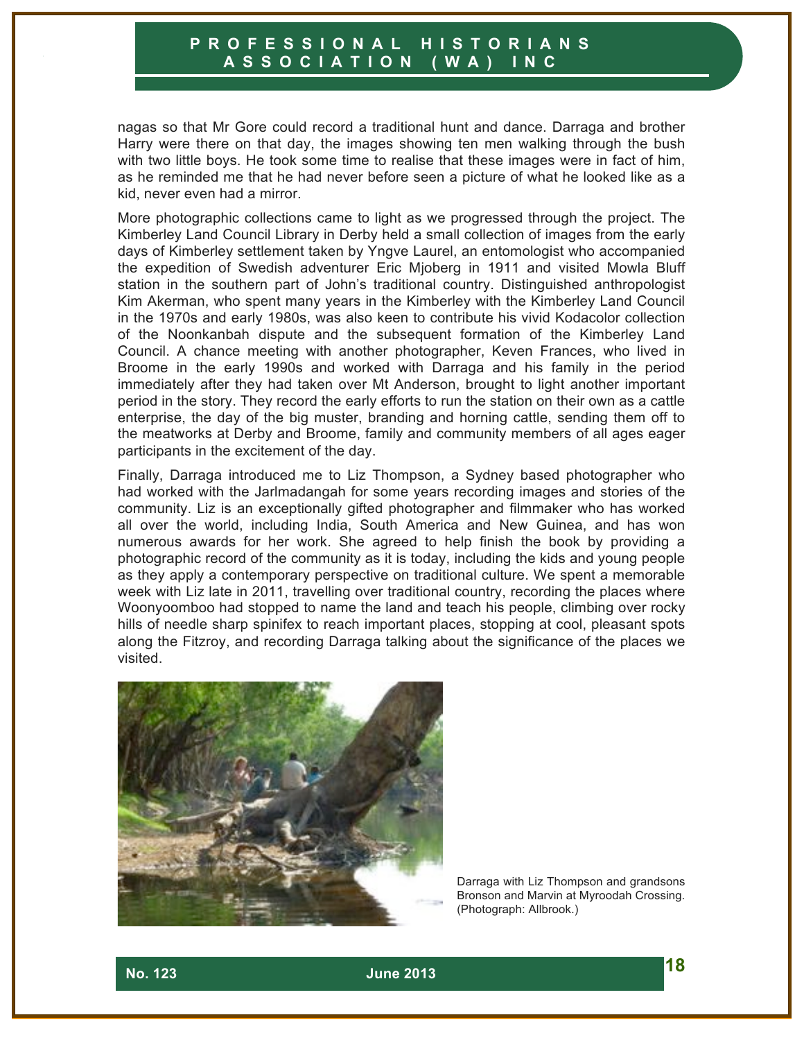nagas so that Mr Gore could record a traditional hunt and dance. Darraga and brother Harry were there on that day, the images showing ten men walking through the bush with two little boys. He took some time to realise that these images were in fact of him, as he reminded me that he had never before seen a picture of what he looked like as a kid, never even had a mirror.

More photographic collections came to light as we progressed through the project. The Kimberley Land Council Library in Derby held a small collection of images from the early days of Kimberley settlement taken by Yngve Laurel, an entomologist who accompanied the expedition of Swedish adventurer Eric Mjoberg in 1911 and visited Mowla Bluff station in the southern part of John's traditional country. Distinguished anthropologist Kim Akerman, who spent many years in the Kimberley with the Kimberley Land Council in the 1970s and early 1980s, was also keen to contribute his vivid Kodacolor collection of the Noonkanbah dispute and the subsequent formation of the Kimberley Land Council. A chance meeting with another photographer, Keven Frances, who lived in Broome in the early 1990s and worked with Darraga and his family in the period immediately after they had taken over Mt Anderson, brought to light another important period in the story. They record the early efforts to run the station on their own as a cattle enterprise, the day of the big muster, branding and horning cattle, sending them off to the meatworks at Derby and Broome, family and community members of all ages eager participants in the excitement of the day.

Finally, Darraga introduced me to Liz Thompson, a Sydney based photographer who had worked with the Jarlmadangah for some years recording images and stories of the community. Liz is an exceptionally gifted photographer and filmmaker who has worked all over the world, including India, South America and New Guinea, and has won numerous awards for her work. She agreed to help finish the book by providing a photographic record of the community as it is today, including the kids and young people as they apply a contemporary perspective on traditional culture. We spent a memorable week with Liz late in 2011, travelling over traditional country, recording the places where Woonyoomboo had stopped to name the land and teach his people, climbing over rocky hills of needle sharp spinifex to reach important places, stopping at cool, pleasant spots along the Fitzroy, and recording Darraga talking about the significance of the places we visited.

Darraga with Liz Thompson and grandsons Bronson and Marvin at Myroodah Crossing. (Photograph: Allbrook.)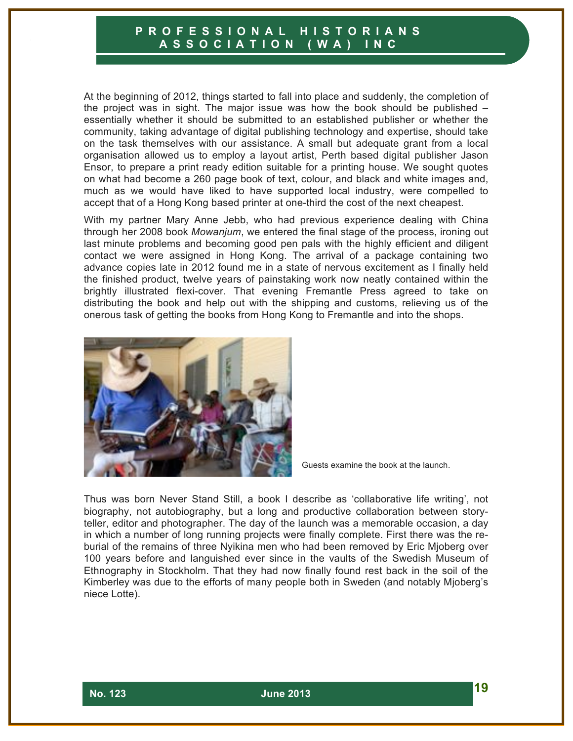At the beginning of 2012, things started to fall into place and suddenly, the completion of the project was in sight. The major issue was how the book should be published – essentially whether it should be submitted to an established publisher or whether the community, taking advantage of digital publishing technology and expertise, should take on the task themselves with our assistance. A small but adequate grant from a local organisation allowed us to employ a layout artist, Perth based digital publisher Jason Ensor, to prepare a print ready edition suitable for a printing house. We sought quotes on what had become a 260 page book of text, colour, and black and white images and, much as we would have liked to have supported local industry, were compelled to accept that of a Hong Kong based printer at one-third the cost of the next cheapest.

With my partner Mary Anne Jebb, who had previous experience dealing with China through her 2008 book *Mowanjum*, we entered the final stage of the process, ironing out last minute problems and becoming good pen pals with the highly efficient and diligent contact we were assigned in Hong Kong. The arrival of a package containing two advance copies late in 2012 found me in a state of nervous excitement as I finally held the finished product, twelve years of painstaking work now neatly contained within the brightly illustrated flexi-cover. That evening Fremantle Press agreed to take on distributing the book and help out with the shipping and customs, relieving us of the onerous task of getting the books from Hong Kong to Fremantle and into the shops.

Guests examine the book at the launch.

Thus was born Never Stand Still, a book I describe as 'collaborative life writing', not biography, not autobiography, but a long and productive collaboration between story-teller, editor and photographer. The day of the launch was a memorable occasion, a day in which a number of long running projects were finally complete. First there was the re-burial of the remains of three Nyikina men who had been removed by Eric Mjoberg over 100 years before and languished ever since in the vaults of the Swedish Museum of Ethnography in Stockholm. That they had now finally found rest back in the soil of the Kimberley was due to the efforts of many people both in Sweden (and notably Mjoberg's niece Lotte).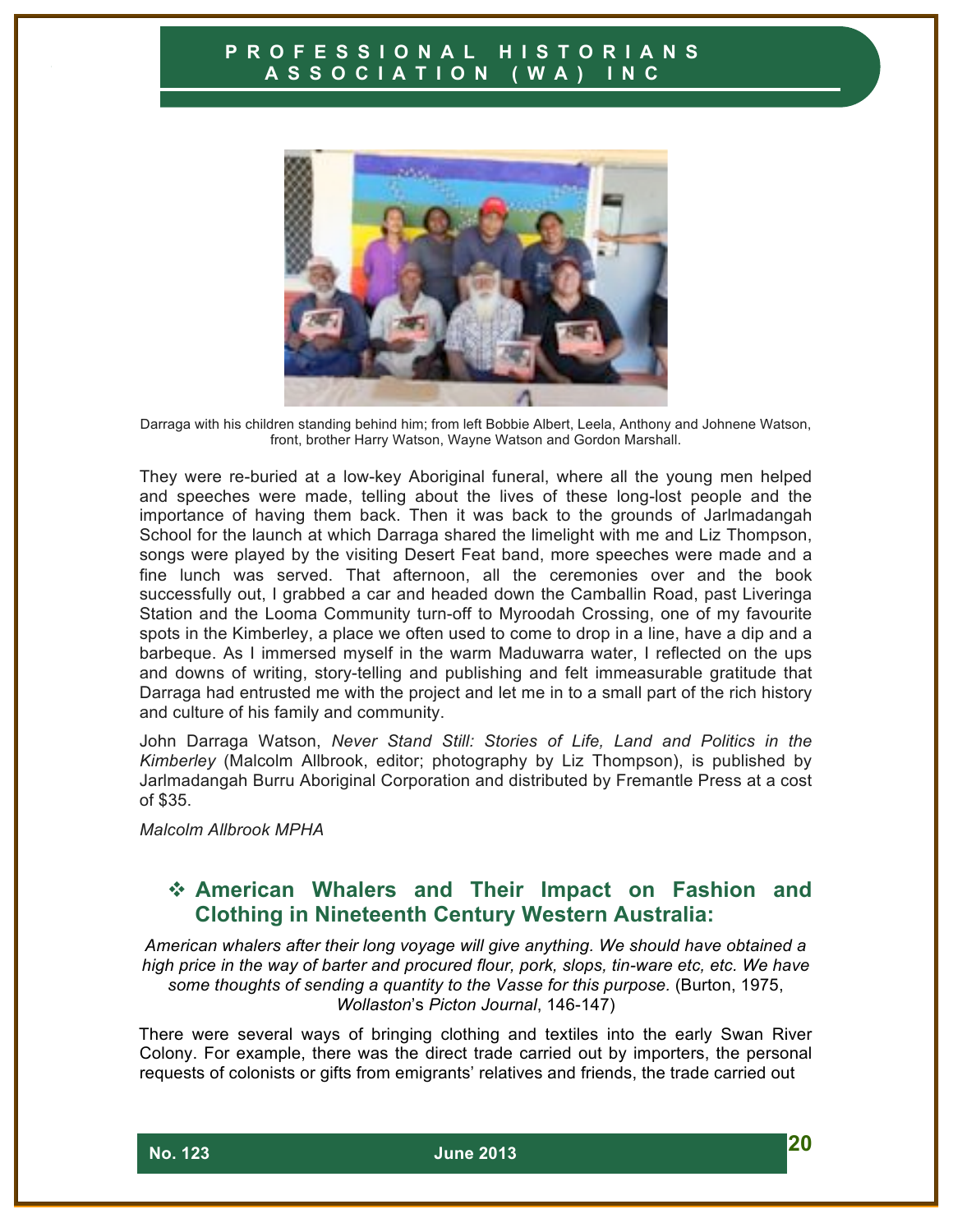Darraga with his children standing behind him; from left Bobbie Albert, Leela, Anthony and Johnene Watson, front, brother Harry Watson, Wayne Watson and Gordon Marshall.

They were re-buried at a low-key Aboriginal funeral, where all the young men helped and speeches were made, telling about the lives of these long-lost people and the importance of having them back. Then it was back to the grounds of Jarlmadangah School for the launch at which Darraga shared the limelight with me and Liz Thompson, songs were played by the visiting Desert Feat band, more speeches were made and a fine lunch was served. That afternoon, all the ceremonies over and the book successfully out, I grabbed a car and headed down the Camballin Road, past Liveringa Station and the Looma Community turn-off to Myroodah Crossing, one of my favourite spots in the Kimberley, a place we often used to come to drop in a line, have a dip and a barbeque. As I immersed myself in the warm Maduwarra water, I reflected on the ups and downs of writing, story-telling and publishing and felt immeasurable gratitude that Darraga had entrusted me with the project and let me in to a small part of the rich history and culture of his family and community.

John Darraga Watson, *Never Stand Still: Stories of Life, Land and Politics in the Kimberley* (Malcolm Allbrook, editor; photography by Liz Thompson), is published by Jarlmadangah Burru Aboriginal Corporation and distributed by Fremantle Press at a cost of $35.

*Malcolm Allbrook MPHA*

## ❖ American Whalers and Their Impact on Fashion and Clothing in Nineteenth Century Western Australia:

*American whalers after their long voyage will give anything. We should have obtained a high price in the way of barter and procured flour, pork, slops, tin-ware etc, etc. We have some thoughts of sending a quantity to the Vasse for this purpose.* (Burton, 1975, *Wollaston*'s *Picton Journal*, 146-147)

There were several ways of bringing clothing and textiles into the early Swan River Colony. For example, there was the direct trade carried out by importers, the personal requests of colonists or gifts from emigrants' relatives and friends, the trade carried out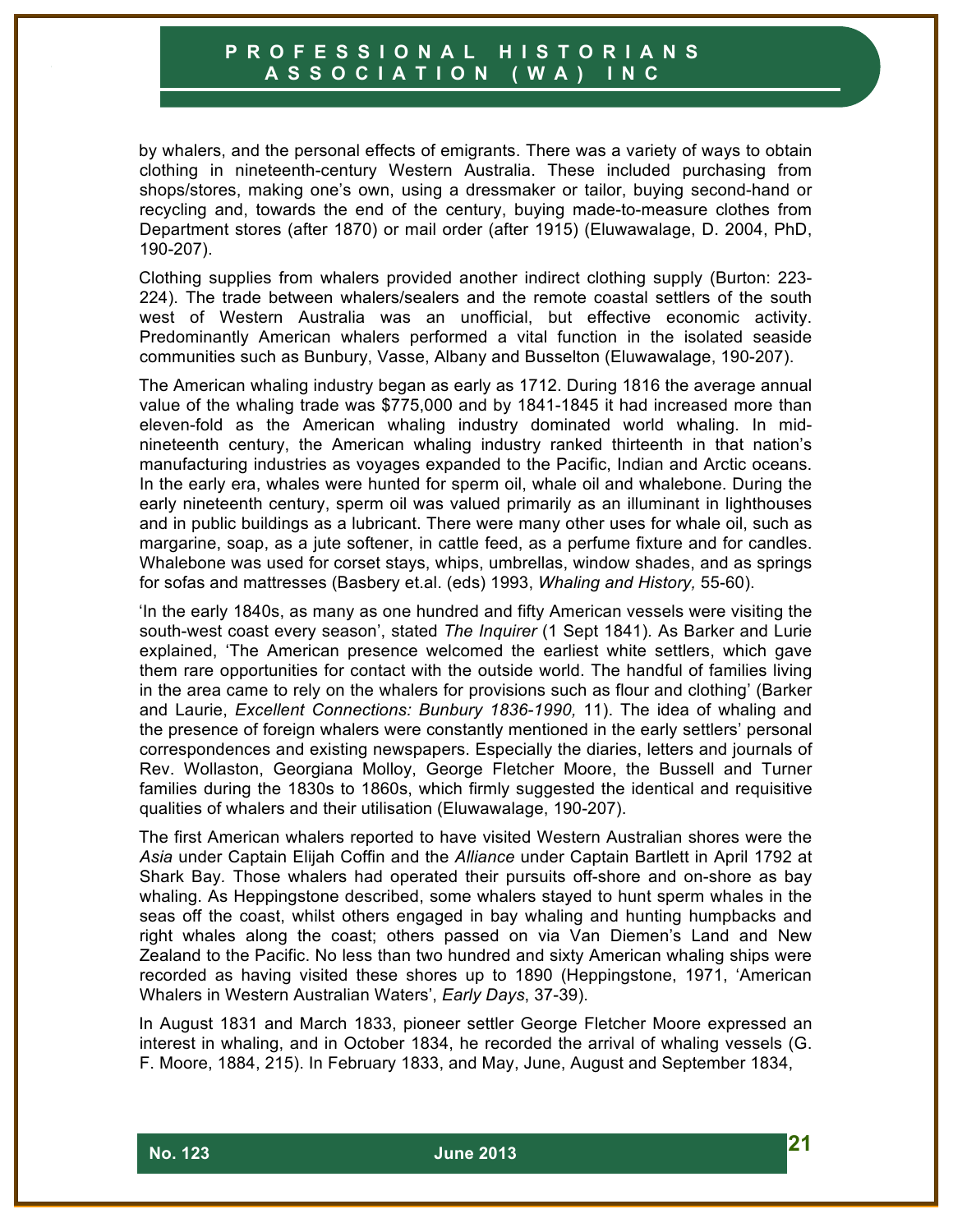by whalers, and the personal effects of emigrants. There was a variety of ways to obtain clothing in nineteenth-century Western Australia. These included purchasing from shops/stores, making one's own, using a dressmaker or tailor, buying second-hand or recycling and, towards the end of the century, buying made-to-measure clothes from Department stores (after 1870) or mail order (after 1915) (Eluwawalage, D. 2004, PhD, 190-207).

Clothing supplies from whalers provided another indirect clothing supply (Burton: 223-224). The trade between whalers/sealers and the remote coastal settlers of the south west of Western Australia was an unofficial, but effective economic activity. Predominantly American whalers performed a vital function in the isolated seaside communities such as Bunbury, Vasse, Albany and Busselton (Eluwawalage, 190-207).

The American whaling industry began as early as 1712. During 1816 the average annual value of the whaling trade was $775,000 and by 1841-1845 it had increased more than eleven-fold as the American whaling industry dominated world whaling. In mid-nineteenth century, the American whaling industry ranked thirteenth in that nation's manufacturing industries as voyages expanded to the Pacific, Indian and Arctic oceans. In the early era, whales were hunted for sperm oil, whale oil and whalebone. During the early nineteenth century, sperm oil was valued primarily as an illuminant in lighthouses and in public buildings as a lubricant. There were many other uses for whale oil, such as margarine, soap, as a jute softener, in cattle feed, as a perfume fixture and for candles. Whalebone was used for corset stays, whips, umbrellas, window shades, and as springs for sofas and mattresses (Basbery et.al. (eds) 1993, *Whaling and History,* 55-60).

'In the early 1840s, as many as one hundred and fifty American vessels were visiting the south-west coast every season', stated *The Inquirer* (1 Sept 1841). As Barker and Lurie explained, 'The American presence welcomed the earliest white settlers, which gave them rare opportunities for contact with the outside world. The handful of families living in the area came to rely on the whalers for provisions such as flour and clothing' (Barker and Laurie, *Excellent Connections: Bunbury 1836-1990,* 11). The idea of whaling and the presence of foreign whalers were constantly mentioned in the early settlers' personal correspondences and existing newspapers. Especially the diaries, letters and journals of Rev. Wollaston, Georgiana Molloy, George Fletcher Moore, the Bussell and Turner families during the 1830s to 1860s, which firmly suggested the identical and requisitive qualities of whalers and their utilisation (Eluwawalage, 190-207).

The first American whalers reported to have visited Western Australian shores were the *Asia* under Captain Elijah Coffin and the *Alliance* under Captain Bartlett in April 1792 at Shark Bay. Those whalers had operated their pursuits off-shore and on-shore as bay whaling. As Heppingstone described, some whalers stayed to hunt sperm whales in the seas off the coast, whilst others engaged in bay whaling and hunting humpbacks and right whales along the coast; others passed on via Van Diemen's Land and New Zealand to the Pacific. No less than two hundred and sixty American whaling ships were recorded as having visited these shores up to 1890 (Heppingstone, 1971, 'American Whalers in Western Australian Waters', *Early Days*, 37-39).

In August 1831 and March 1833, pioneer settler George Fletcher Moore expressed an interest in whaling, and in October 1834, he recorded the arrival of whaling vessels (G. F. Moore, 1884, 215). In February 1833, and May, June, August and September 1834,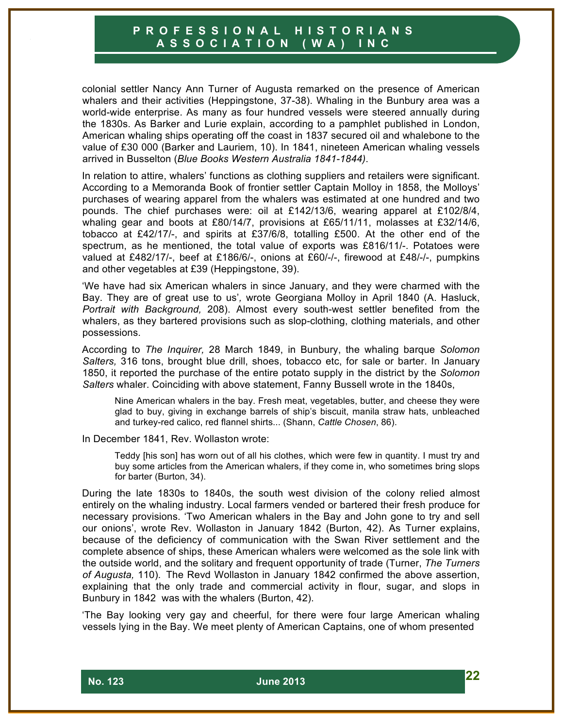colonial settler Nancy Ann Turner of Augusta remarked on the presence of American whalers and their activities (Heppingstone, 37-38). Whaling in the Bunbury area was a world-wide enterprise. As many as four hundred vessels were steered annually during the 1830s. As Barker and Lurie explain, according to a pamphlet published in London, American whaling ships operating off the coast in 1837 secured oil and whalebone to the value of £30 000 (Barker and Lauriem, 10). In 1841, nineteen American whaling vessels arrived in Busselton (*Blue Books Western Australia 1841-1844)*.

In relation to attire, whalers' functions as clothing suppliers and retailers were significant. According to a Memoranda Book of frontier settler Captain Molloy in 1858, the Molloys' purchases of wearing apparel from the whalers was estimated at one hundred and two pounds. The chief purchases were: oil at £142/13/6, wearing apparel at £102/8/4, whaling gear and boots at £80/14/7, provisions at £65/11/11, molasses at £32/14/6, tobacco at £42/17/-, and spirits at £37/6/8, totalling £500. At the other end of the spectrum, as he mentioned, the total value of exports was £816/11/-. Potatoes were valued at £482/17/-, beef at £186/6/-, onions at £60/-/-, firewood at £48/-/-, pumpkins and other vegetables at £39 (Heppingstone, 39).

'We have had six American whalers in since January, and they were charmed with the Bay. They are of great use to us', wrote Georgiana Molloy in April 1840 (A. Hasluck, *Portrait with Background,* 208). Almost every south-west settler benefited from the whalers, as they bartered provisions such as slop-clothing, clothing materials, and other possessions.

According to *The Inquirer,* 28 March 1849, in Bunbury, the whaling barque *Solomon Salters,* 316 tons, brought blue drill, shoes, tobacco etc, for sale or barter. In January 1850, it reported the purchase of the entire potato supply in the district by the *Solomon Salters* whaler. Coinciding with above statement, Fanny Bussell wrote in the 1840s,

> Nine American whalers in the bay. Fresh meat, vegetables, butter, and cheese they were glad to buy, giving in exchange barrels of ship's biscuit, manila straw hats, unbleached and turkey-red calico, red flannel shirts... (Shann, *Cattle Chosen*, 86).

In December 1841, Rev. Wollaston wrote:

> Teddy [his son] has worn out of all his clothes, which were few in quantity. I must try and buy some articles from the American whalers, if they come in, who sometimes bring slops for barter (Burton, 34).

During the late 1830s to 1840s, the south west division of the colony relied almost entirely on the whaling industry. Local farmers vended or bartered their fresh produce for necessary provisions. 'Two American whalers in the Bay and John gone to try and sell our onions', wrote Rev. Wollaston in January 1842 (Burton, 42). As Turner explains, because of the deficiency of communication with the Swan River settlement and the complete absence of ships, these American whalers were welcomed as the sole link with the outside world, and the solitary and frequent opportunity of trade (Turner, *The Turners of Augusta,* 110). The Revd Wollaston in January 1842 confirmed the above assertion, explaining that the only trade and commercial activity in flour, sugar, and slops in Bunbury in 1842 was with the whalers (Burton, 42).

'The Bay looking very gay and cheerful, for there were four large American whaling vessels lying in the Bay. We meet plenty of American Captains, one of whom presented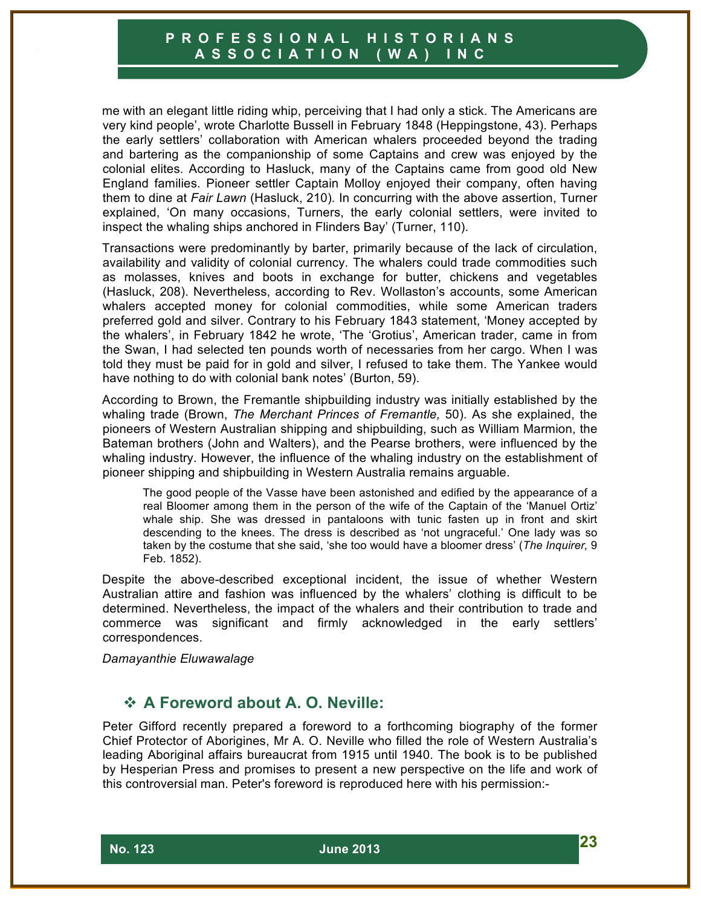me with an elegant little riding whip, perceiving that I had only a stick. The Americans are very kind people', wrote Charlotte Bussell in February 1848 (Heppingstone, 43). Perhaps the early settlers' collaboration with American whalers proceeded beyond the trading and bartering as the companionship of some Captains and crew was enjoyed by the colonial elites. According to Hasluck, many of the Captains came from good old New England families. Pioneer settler Captain Molloy enjoyed their company, often having them to dine at *Fair Lawn* (Hasluck, 210). In concurring with the above assertion, Turner explained, 'On many occasions, Turners, the early colonial settlers, were invited to inspect the whaling ships anchored in Flinders Bay' (Turner, 110).

Transactions were predominantly by barter, primarily because of the lack of circulation, availability and validity of colonial currency. The whalers could trade commodities such as molasses, knives and boots in exchange for butter, chickens and vegetables (Hasluck, 208). Nevertheless, according to Rev. Wollaston's accounts, some American whalers accepted money for colonial commodities, while some American traders preferred gold and silver. Contrary to his February 1843 statement, 'Money accepted by the whalers', in February 1842 he wrote, 'The 'Grotius', American trader, came in from the Swan, I had selected ten pounds worth of necessaries from her cargo. When I was told they must be paid for in gold and silver, I refused to take them. The Yankee would have nothing to do with colonial bank notes' (Burton, 59).

According to Brown, the Fremantle shipbuilding industry was initially established by the whaling trade (Brown, *The Merchant Princes of Fremantle,* 50). As she explained, the pioneers of Western Australian shipping and shipbuilding, such as William Marmion, the Bateman brothers (John and Walters), and the Pearse brothers, were influenced by the whaling industry. However, the influence of the whaling industry on the establishment of pioneer shipping and shipbuilding in Western Australia remains arguable.

> The good people of the Vasse have been astonished and edified by the appearance of a real Bloomer among them in the person of the wife of the Captain of the 'Manuel Ortiz' whale ship. She was dressed in pantaloons with tunic fasten up in front and skirt descending to the knees. The dress is described as 'not ungraceful.' One lady was so taken by the costume that she said, 'she too would have a bloomer dress' (*The Inquirer,* 9 Feb. 1852).

Despite the above-described exceptional incident, the issue of whether Western Australian attire and fashion was influenced by the whalers' clothing is difficult to be determined. Nevertheless, the impact of the whalers and their contribution to trade and commerce was significant and firmly acknowledged in the early settlers' correspondences.

*Damayanthie Eluwawalage*

## ❖ A Foreword about A. O. Neville:

Peter Gifford recently prepared a foreword to a forthcoming biography of the former Chief Protector of Aborigines, Mr A. O. Neville who filled the role of Western Australia's leading Aboriginal affairs bureaucrat from 1915 until 1940. The book is to be published by Hesperian Press and promises to present a new perspective on the life and work of this controversial man. Peter's foreword is reproduced here with his permission:-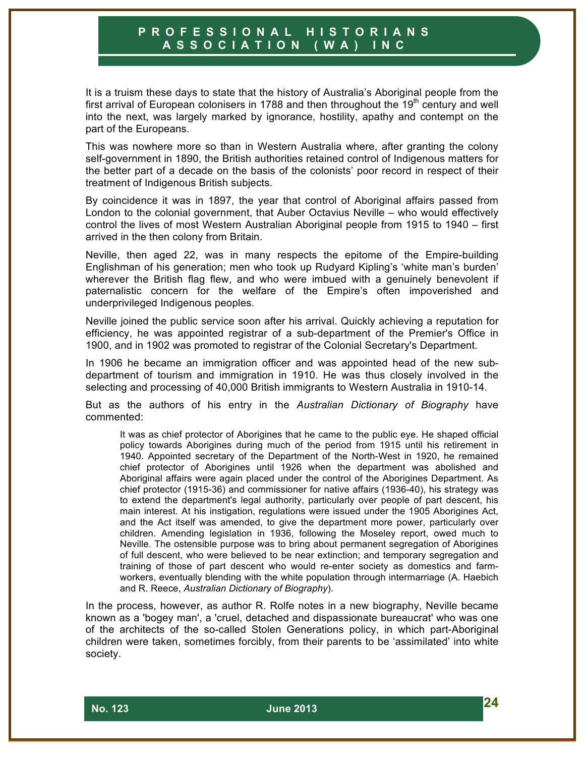It is a truism these days to state that the history of Australia's Aboriginal people from the first arrival of European colonisers in 1788 and then throughout the 19th century and well into the next, was largely marked by ignorance, hostility, apathy and contempt on the part of the Europeans.

This was nowhere more so than in Western Australia where, after granting the colony self-government in 1890, the British authorities retained control of Indigenous matters for the better part of a decade on the basis of the colonists' poor record in respect of their treatment of Indigenous British subjects.

By coincidence it was in 1897, the year that control of Aboriginal affairs passed from London to the colonial government, that Auber Octavius Neville – who would effectively control the lives of most Western Australian Aboriginal people from 1915 to 1940 – first arrived in the then colony from Britain.

Neville, then aged 22, was in many respects the epitome of the Empire-building Englishman of his generation; men who took up Rudyard Kipling's 'white man's burden' wherever the British flag flew, and who were imbued with a genuinely benevolent if paternalistic concern for the welfare of the Empire's often impoverished and underprivileged Indigenous peoples.

Neville joined the public service soon after his arrival. Quickly achieving a reputation for efficiency, he was appointed registrar of a sub-department of the Premier's Office in 1900, and in 1902 was promoted to registrar of the Colonial Secretary's Department.

In 1906 he became an immigration officer and was appointed head of the new sub-department of tourism and immigration in 1910. He was thus closely involved in the selecting and processing of 40,000 British immigrants to Western Australia in 1910-14.

But as the authors of his entry in the *Australian Dictionary of Biography* have commented:

> It was as chief protector of Aborigines that he came to the public eye. He shaped official policy towards Aborigines during much of the period from 1915 until his retirement in 1940. Appointed secretary of the Department of the North-West in 1920, he remained chief protector of Aborigines until 1926 when the department was abolished and Aboriginal affairs were again placed under the control of the Aborigines Department. As chief protector (1915-36) and commissioner for native affairs (1936-40), his strategy was to extend the department's legal authority, particularly over people of part descent, his main interest. At his instigation, regulations were issued under the 1905 Aborigines Act, and the Act itself was amended, to give the department more power, particularly over children. Amending legislation in 1936, following the Moseley report, owed much to Neville. The ostensible purpose was to bring about permanent segregation of Aborigines of full descent, who were believed to be near extinction; and temporary segregation and training of those of part descent who would re-enter society as domestics and farm-workers, eventually blending with the white population through intermarriage (A. Haebich and R. Reece, *Australian Dictionary of Biography*).

In the process, however, as author R. Rolfe notes in a new biography, Neville became known as a 'bogey man', a 'cruel, detached and dispassionate bureaucrat' who was one of the architects of the so-called Stolen Generations policy, in which part-Aboriginal children were taken, sometimes forcibly, from their parents to be 'assimilated' into white society.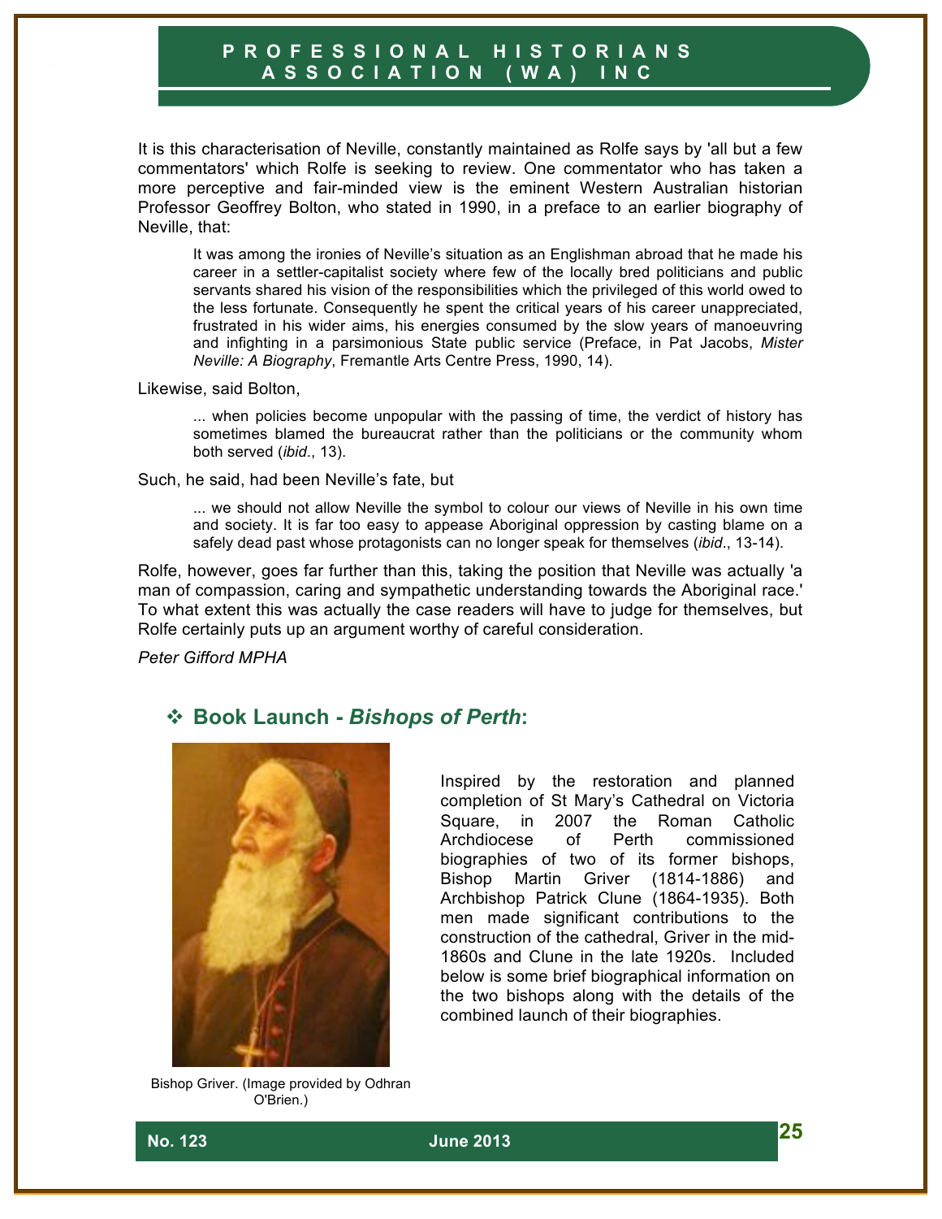It is this characterisation of Neville, constantly maintained as Rolfe says by 'all but a few commentators' which Rolfe is seeking to review. One commentator who has taken a more perceptive and fair-minded view is the eminent Western Australian historian Professor Geoffrey Bolton, who stated in 1990, in a preface to an earlier biography of Neville, that:

> It was among the ironies of Neville's situation as an Englishman abroad that he made his career in a settler-capitalist society where few of the locally bred politicians and public servants shared his vision of the responsibilities which the privileged of this world owed to the less fortunate. Consequently he spent the critical years of his career unappreciated, frustrated in his wider aims, his energies consumed by the slow years of manoeuvring and infighting in a parsimonious State public service (Preface, in Pat Jacobs, *Mister Neville: A Biography*, Fremantle Arts Centre Press, 1990, 14).

Likewise, said Bolton,

> ... when policies become unpopular with the passing of time, the verdict of history has sometimes blamed the bureaucrat rather than the politicians or the community whom both served (*ibid*., 13).

Such, he said, had been Neville's fate, but

> ... we should not allow Neville the symbol to colour our views of Neville in his own time and society. It is far too easy to appease Aboriginal oppression by casting blame on a safely dead past whose protagonists can no longer speak for themselves (*ibid*., 13-14).

Rolfe, however, goes far further than this, taking the position that Neville was actually 'a man of compassion, caring and sympathetic understanding towards the Aboriginal race.' To what extent this was actually the case readers will have to judge for themselves, but Rolfe certainly puts up an argument worthy of careful consideration.

*Peter Gifford MPHA*

## ❖ Book Launch - *Bishops of Perth*:

Bishop Griver. (Image provided by Odhran O'Brien.)

Inspired by the restoration and planned completion of St Mary's Cathedral on Victoria Square, in 2007 the Roman Catholic Archdiocese of Perth commissioned biographies of two of its former bishops, Bishop Martin Griver (1814-1886) and Archbishop Patrick Clune (1864-1935). Both men made significant contributions to the construction of the cathedral, Griver in the mid-1860s and Clune in the late 1920s. Included below is some brief biographical information on the two bishops along with the details of the combined launch of their biographies.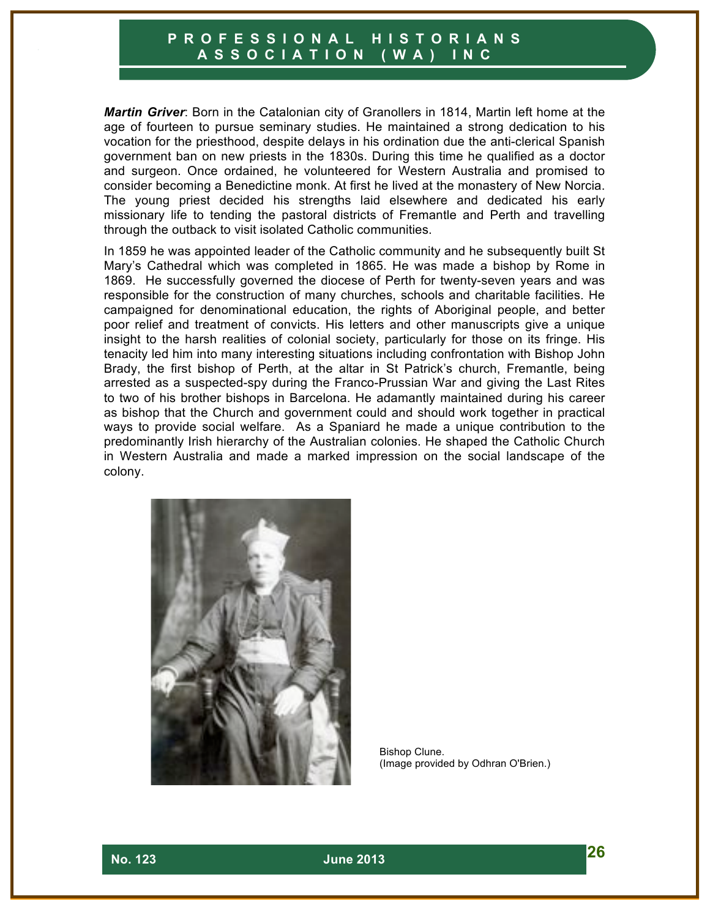***Martin Griver***: Born in the Catalonian city of Granollers in 1814, Martin left home at the age of fourteen to pursue seminary studies. He maintained a strong dedication to his vocation for the priesthood, despite delays in his ordination due the anti-clerical Spanish government ban on new priests in the 1830s. During this time he qualified as a doctor and surgeon. Once ordained, he volunteered for Western Australia and promised to consider becoming a Benedictine monk. At first he lived at the monastery of New Norcia. The young priest decided his strengths laid elsewhere and dedicated his early missionary life to tending the pastoral districts of Fremantle and Perth and travelling through the outback to visit isolated Catholic communities.

In 1859 he was appointed leader of the Catholic community and he subsequently built St Mary's Cathedral which was completed in 1865. He was made a bishop by Rome in 1869. He successfully governed the diocese of Perth for twenty-seven years and was responsible for the construction of many churches, schools and charitable facilities. He campaigned for denominational education, the rights of Aboriginal people, and better poor relief and treatment of convicts. His letters and other manuscripts give a unique insight to the harsh realities of colonial society, particularly for those on its fringe. His tenacity led him into many interesting situations including confrontation with Bishop John Brady, the first bishop of Perth, at the altar in St Patrick's church, Fremantle, being arrested as a suspected-spy during the Franco-Prussian War and giving the Last Rites to two of his brother bishops in Barcelona. He adamantly maintained during his career as bishop that the Church and government could and should work together in practical ways to provide social welfare. As a Spaniard he made a unique contribution to the predominantly Irish hierarchy of the Australian colonies. He shaped the Catholic Church in Western Australia and made a marked impression on the social landscape of the colony.

Bishop Clune.
(Image provided by Odhran O'Brien.)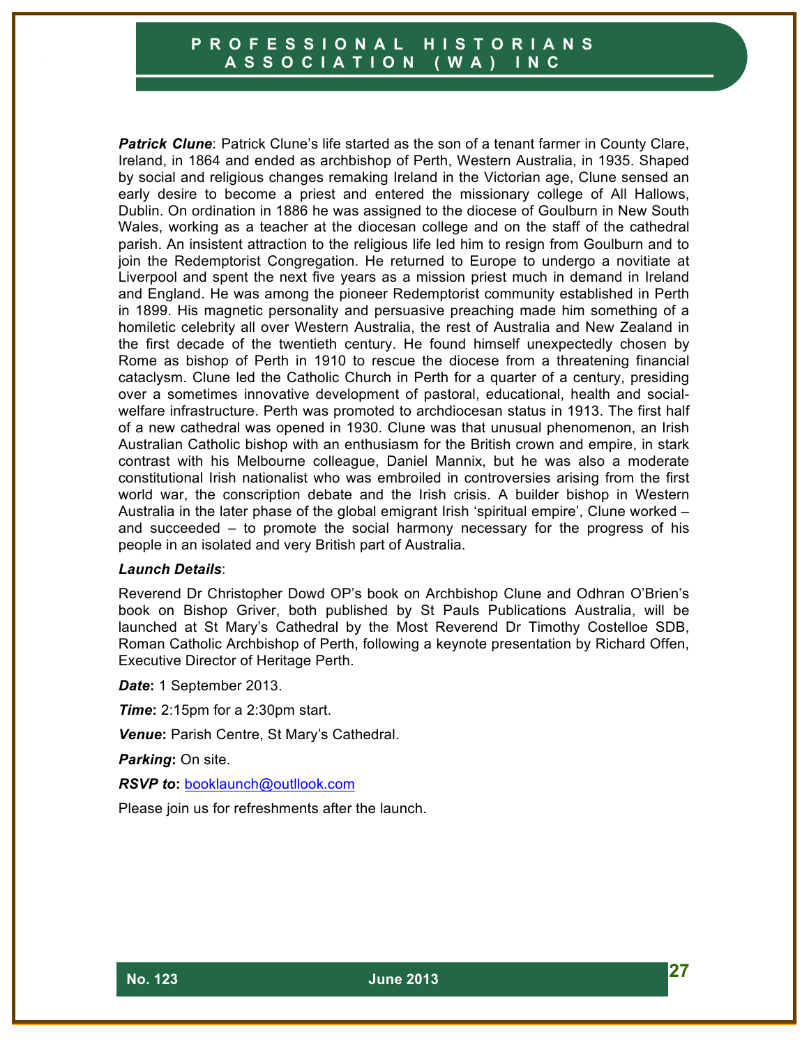***Patrick Clune***: Patrick Clune's life started as the son of a tenant farmer in County Clare, Ireland, in 1864 and ended as archbishop of Perth, Western Australia, in 1935. Shaped by social and religious changes remaking Ireland in the Victorian age, Clune sensed an early desire to become a priest and entered the missionary college of All Hallows, Dublin. On ordination in 1886 he was assigned to the diocese of Goulburn in New South Wales, working as a teacher at the diocesan college and on the staff of the cathedral parish. An insistent attraction to the religious life led him to resign from Goulburn and to join the Redemptorist Congregation. He returned to Europe to undergo a novitiate at Liverpool and spent the next five years as a mission priest much in demand in Ireland and England. He was among the pioneer Redemptorist community established in Perth in 1899. His magnetic personality and persuasive preaching made him something of a homiletic celebrity all over Western Australia, the rest of Australia and New Zealand in the first decade of the twentieth century. He found himself unexpectedly chosen by Rome as bishop of Perth in 1910 to rescue the diocese from a threatening financial cataclysm. Clune led the Catholic Church in Perth for a quarter of a century, presiding over a sometimes innovative development of pastoral, educational, health and social-welfare infrastructure. Perth was promoted to archdiocesan status in 1913. The first half of a new cathedral was opened in 1930. Clune was that unusual phenomenon, an Irish Australian Catholic bishop with an enthusiasm for the British crown and empire, in stark contrast with his Melbourne colleague, Daniel Mannix, but he was also a moderate constitutional Irish nationalist who was embroiled in controversies arising from the first world war, the conscription debate and the Irish crisis. A builder bishop in Western Australia in the later phase of the global emigrant Irish 'spiritual empire', Clune worked – and succeeded – to promote the social harmony necessary for the progress of his people in an isolated and very British part of Australia.

***Launch Details***:

Reverend Dr Christopher Dowd OP's book on Archbishop Clune and Odhran O'Brien's book on Bishop Griver, both published by St Pauls Publications Australia, will be launched at St Mary's Cathedral by the Most Reverend Dr Timothy Costelloe SDB, Roman Catholic Archbishop of Perth, following a keynote presentation by Richard Offen, Executive Director of Heritage Perth.

***Date*****:** 1 September 2013.

***Time*****:** 2:15pm for a 2:30pm start.

***Venue*****:** Parish Centre, St Mary's Cathedral.

***Parking*****:** On site.

***RSVP to*****:** booklaunch@outllook.com

Please join us for refreshments after the launch.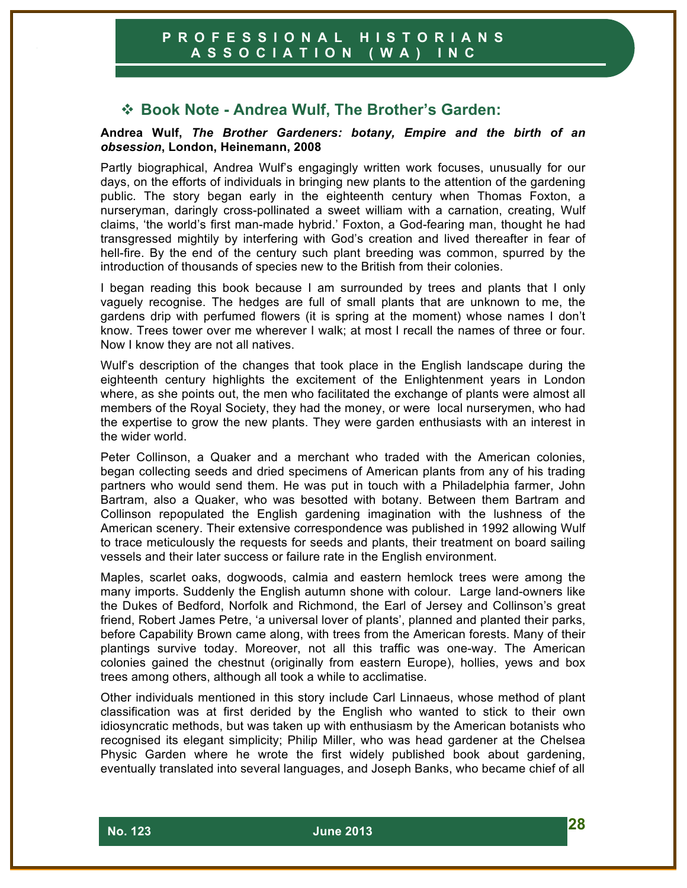## ❖ Book Note - Andrea Wulf, The Brother's Garden:

**Andrea Wulf, *The Brother Gardeners: botany, Empire and the birth of an obsession*, London, Heinemann, 2008**

Partly biographical, Andrea Wulf's engagingly written work focuses, unusually for our days, on the efforts of individuals in bringing new plants to the attention of the gardening public. The story began early in the eighteenth century when Thomas Foxton, a nurseryman, daringly cross-pollinated a sweet william with a carnation, creating, Wulf claims, 'the world's first man-made hybrid.' Foxton, a God-fearing man, thought he had transgressed mightily by interfering with God's creation and lived thereafter in fear of hell-fire. By the end of the century such plant breeding was common, spurred by the introduction of thousands of species new to the British from their colonies.

I began reading this book because I am surrounded by trees and plants that I only vaguely recognise. The hedges are full of small plants that are unknown to me, the gardens drip with perfumed flowers (it is spring at the moment) whose names I don't know. Trees tower over me wherever I walk; at most I recall the names of three or four. Now I know they are not all natives.

Wulf's description of the changes that took place in the English landscape during the eighteenth century highlights the excitement of the Enlightenment years in London where, as she points out, the men who facilitated the exchange of plants were almost all members of the Royal Society, they had the money, or were local nurserymen, who had the expertise to grow the new plants. They were garden enthusiasts with an interest in the wider world.

Peter Collinson, a Quaker and a merchant who traded with the American colonies, began collecting seeds and dried specimens of American plants from any of his trading partners who would send them. He was put in touch with a Philadelphia farmer, John Bartram, also a Quaker, who was besotted with botany. Between them Bartram and Collinson repopulated the English gardening imagination with the lushness of the American scenery. Their extensive correspondence was published in 1992 allowing Wulf to trace meticulously the requests for seeds and plants, their treatment on board sailing vessels and their later success or failure rate in the English environment.

Maples, scarlet oaks, dogwoods, calmia and eastern hemlock trees were among the many imports. Suddenly the English autumn shone with colour. Large land-owners like the Dukes of Bedford, Norfolk and Richmond, the Earl of Jersey and Collinson's great friend, Robert James Petre, 'a universal lover of plants', planned and planted their parks, before Capability Brown came along, with trees from the American forests. Many of their plantings survive today. Moreover, not all this traffic was one-way. The American colonies gained the chestnut (originally from eastern Europe), hollies, yews and box trees among others, although all took a while to acclimatise.

Other individuals mentioned in this story include Carl Linnaeus, whose method of plant classification was at first derided by the English who wanted to stick to their own idiosyncratic methods, but was taken up with enthusiasm by the American botanists who recognised its elegant simplicity; Philip Miller, who was head gardener at the Chelsea Physic Garden where he wrote the first widely published book about gardening, eventually translated into several languages, and Joseph Banks, who became chief of all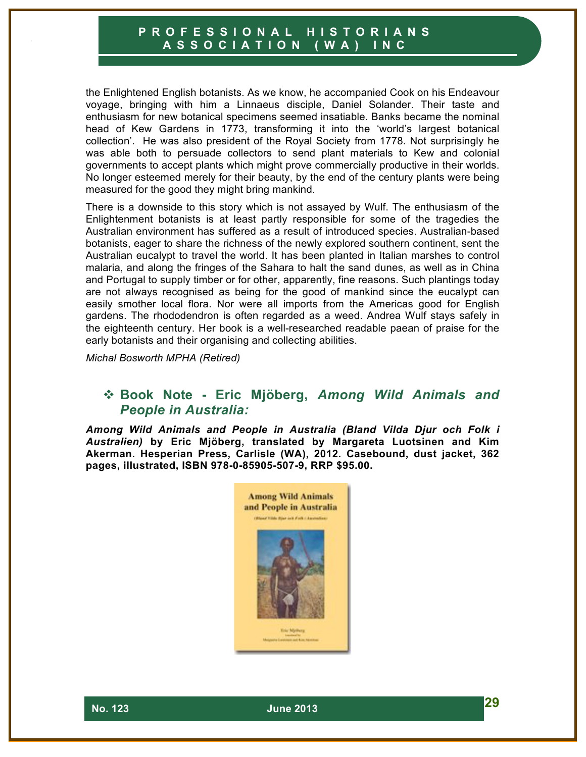the Enlightened English botanists. As we know, he accompanied Cook on his Endeavour voyage, bringing with him a Linnaeus disciple, Daniel Solander. Their taste and enthusiasm for new botanical specimens seemed insatiable. Banks became the nominal head of Kew Gardens in 1773, transforming it into the 'world's largest botanical collection'. He was also president of the Royal Society from 1778. Not surprisingly he was able both to persuade collectors to send plant materials to Kew and colonial governments to accept plants which might prove commercially productive in their worlds. No longer esteemed merely for their beauty, by the end of the century plants were being measured for the good they might bring mankind.

There is a downside to this story which is not assayed by Wulf. The enthusiasm of the Enlightenment botanists is at least partly responsible for some of the tragedies the Australian environment has suffered as a result of introduced species. Australian-based botanists, eager to share the richness of the newly explored southern continent, sent the Australian eucalypt to travel the world. It has been planted in Italian marshes to control malaria, and along the fringes of the Sahara to halt the sand dunes, as well as in China and Portugal to supply timber or for other, apparently, fine reasons. Such plantings today are not always recognised as being for the good of mankind since the eucalypt can easily smother local flora. Nor were all imports from the Americas good for English gardens. The rhododendron is often regarded as a weed. Andrea Wulf stays safely in the eighteenth century. Her book is a well-researched readable paean of praise for the early botanists and their organising and collecting abilities.

*Michal Bosworth MPHA (Retired)*

## ❖ Book Note - Eric Mjöberg, *Among Wild Animals and People in Australia:*

***Among Wild Animals and People in Australia (Bland Vilda Djur och Folk i Australien)* by Eric Mjöberg, translated by Margareta Luotsinen and Kim Akerman. Hesperian Press, Carlisle (WA), 2012. Casebound, dust jacket, 362 pages, illustrated, ISBN 978-0-85905-507-9, RRP $95.00.**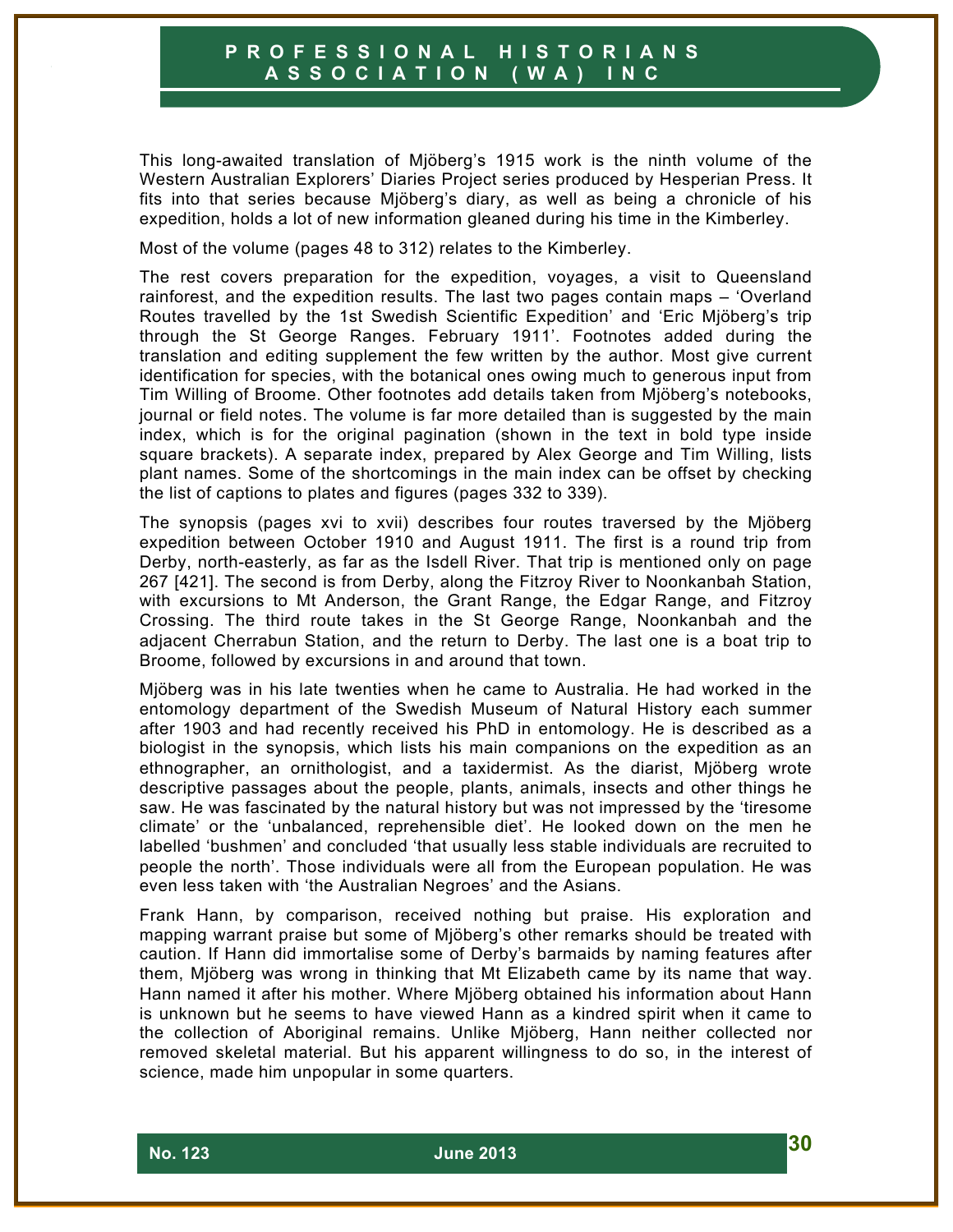This long-awaited translation of Mjöberg's 1915 work is the ninth volume of the Western Australian Explorers' Diaries Project series produced by Hesperian Press. It fits into that series because Mjöberg's diary, as well as being a chronicle of his expedition, holds a lot of new information gleaned during his time in the Kimberley.

Most of the volume (pages 48 to 312) relates to the Kimberley.

The rest covers preparation for the expedition, voyages, a visit to Queensland rainforest, and the expedition results. The last two pages contain maps – 'Overland Routes travelled by the 1st Swedish Scientific Expedition' and 'Eric Mjöberg's trip through the St George Ranges. February 1911'. Footnotes added during the translation and editing supplement the few written by the author. Most give current identification for species, with the botanical ones owing much to generous input from Tim Willing of Broome. Other footnotes add details taken from Mjöberg's notebooks, journal or field notes. The volume is far more detailed than is suggested by the main index, which is for the original pagination (shown in the text in bold type inside square brackets). A separate index, prepared by Alex George and Tim Willing, lists plant names. Some of the shortcomings in the main index can be offset by checking the list of captions to plates and figures (pages 332 to 339).

The synopsis (pages xvi to xvii) describes four routes traversed by the Mjöberg expedition between October 1910 and August 1911. The first is a round trip from Derby, north-easterly, as far as the Isdell River. That trip is mentioned only on page 267 [421]. The second is from Derby, along the Fitzroy River to Noonkanbah Station, with excursions to Mt Anderson, the Grant Range, the Edgar Range, and Fitzroy Crossing. The third route takes in the St George Range, Noonkanbah and the adjacent Cherrabun Station, and the return to Derby. The last one is a boat trip to Broome, followed by excursions in and around that town.

Mjöberg was in his late twenties when he came to Australia. He had worked in the entomology department of the Swedish Museum of Natural History each summer after 1903 and had recently received his PhD in entomology. He is described as a biologist in the synopsis, which lists his main companions on the expedition as an ethnographer, an ornithologist, and a taxidermist. As the diarist, Mjöberg wrote descriptive passages about the people, plants, animals, insects and other things he saw. He was fascinated by the natural history but was not impressed by the 'tiresome climate' or the 'unbalanced, reprehensible diet'. He looked down on the men he labelled 'bushmen' and concluded 'that usually less stable individuals are recruited to people the north'. Those individuals were all from the European population. He was even less taken with 'the Australian Negroes' and the Asians.

Frank Hann, by comparison, received nothing but praise. His exploration and mapping warrant praise but some of Mjöberg's other remarks should be treated with caution. If Hann did immortalise some of Derby's barmaids by naming features after them, Mjöberg was wrong in thinking that Mt Elizabeth came by its name that way. Hann named it after his mother. Where Mjöberg obtained his information about Hann is unknown but he seems to have viewed Hann as a kindred spirit when it came to the collection of Aboriginal remains. Unlike Mjöberg, Hann neither collected nor removed skeletal material. But his apparent willingness to do so, in the interest of science, made him unpopular in some quarters.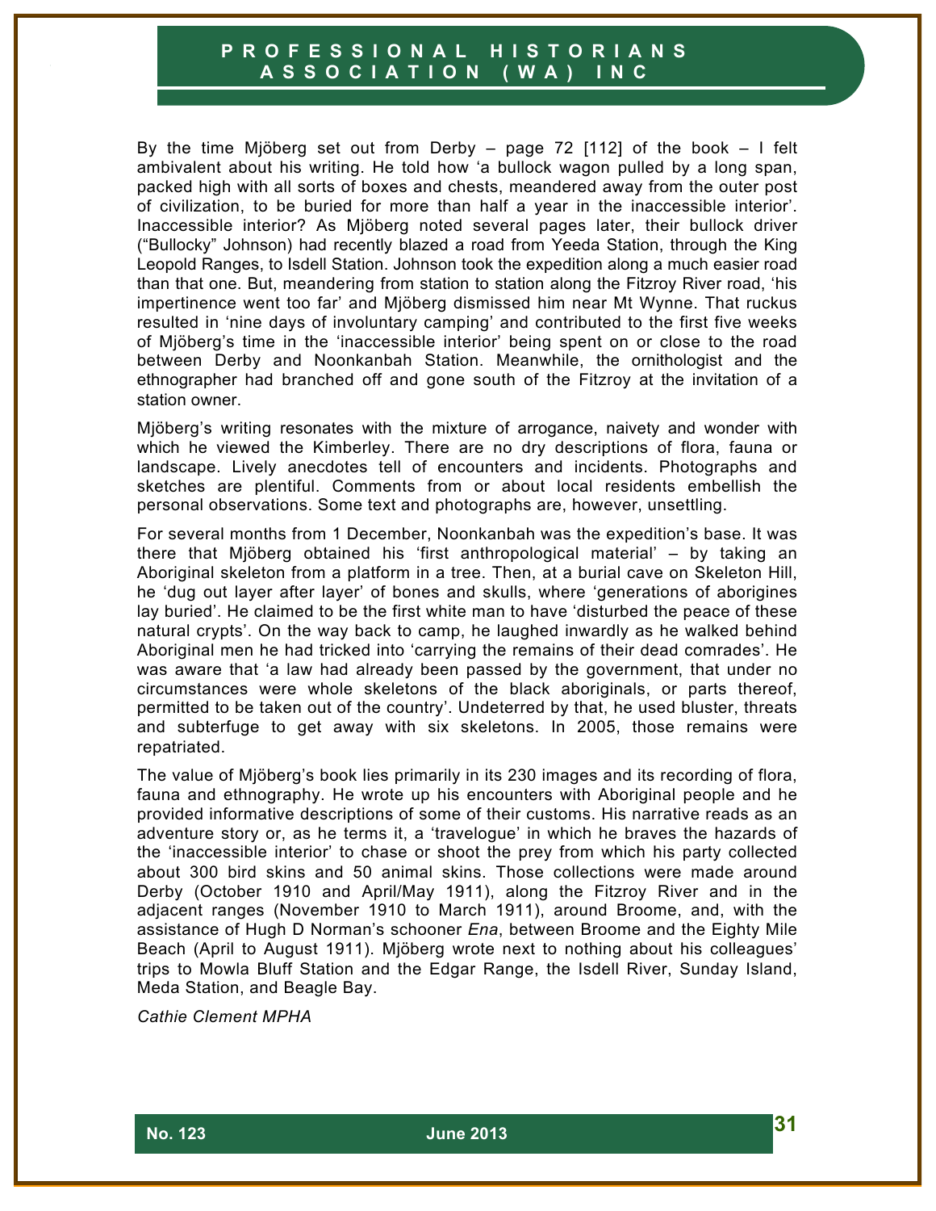By the time Mjöberg set out from Derby – page 72 [112] of the book – I felt ambivalent about his writing. He told how 'a bullock wagon pulled by a long span, packed high with all sorts of boxes and chests, meandered away from the outer post of civilization, to be buried for more than half a year in the inaccessible interior'. Inaccessible interior? As Mjöberg noted several pages later, their bullock driver ("Bullocky" Johnson) had recently blazed a road from Yeeda Station, through the King Leopold Ranges, to Isdell Station. Johnson took the expedition along a much easier road than that one. But, meandering from station to station along the Fitzroy River road, 'his impertinence went too far' and Mjöberg dismissed him near Mt Wynne. That ruckus resulted in 'nine days of involuntary camping' and contributed to the first five weeks of Mjöberg's time in the 'inaccessible interior' being spent on or close to the road between Derby and Noonkanbah Station. Meanwhile, the ornithologist and the ethnographer had branched off and gone south of the Fitzroy at the invitation of a station owner.

Mjöberg's writing resonates with the mixture of arrogance, naivety and wonder with which he viewed the Kimberley. There are no dry descriptions of flora, fauna or landscape. Lively anecdotes tell of encounters and incidents. Photographs and sketches are plentiful. Comments from or about local residents embellish the personal observations. Some text and photographs are, however, unsettling.

For several months from 1 December, Noonkanbah was the expedition's base. It was there that Mjöberg obtained his 'first anthropological material' – by taking an Aboriginal skeleton from a platform in a tree. Then, at a burial cave on Skeleton Hill, he 'dug out layer after layer' of bones and skulls, where 'generations of aborigines lay buried'. He claimed to be the first white man to have 'disturbed the peace of these natural crypts'. On the way back to camp, he laughed inwardly as he walked behind Aboriginal men he had tricked into 'carrying the remains of their dead comrades'. He was aware that 'a law had already been passed by the government, that under no circumstances were whole skeletons of the black aboriginals, or parts thereof, permitted to be taken out of the country'. Undeterred by that, he used bluster, threats and subterfuge to get away with six skeletons. In 2005, those remains were repatriated.

The value of Mjöberg's book lies primarily in its 230 images and its recording of flora, fauna and ethnography. He wrote up his encounters with Aboriginal people and he provided informative descriptions of some of their customs. His narrative reads as an adventure story or, as he terms it, a 'travelogue' in which he braves the hazards of the 'inaccessible interior' to chase or shoot the prey from which his party collected about 300 bird skins and 50 animal skins. Those collections were made around Derby (October 1910 and April/May 1911), along the Fitzroy River and in the adjacent ranges (November 1910 to March 1911), around Broome, and, with the assistance of Hugh D Norman's schooner *Ena*, between Broome and the Eighty Mile Beach (April to August 1911). Mjöberg wrote next to nothing about his colleagues' trips to Mowla Bluff Station and the Edgar Range, the Isdell River, Sunday Island, Meda Station, and Beagle Bay.

*Cathie Clement MPHA*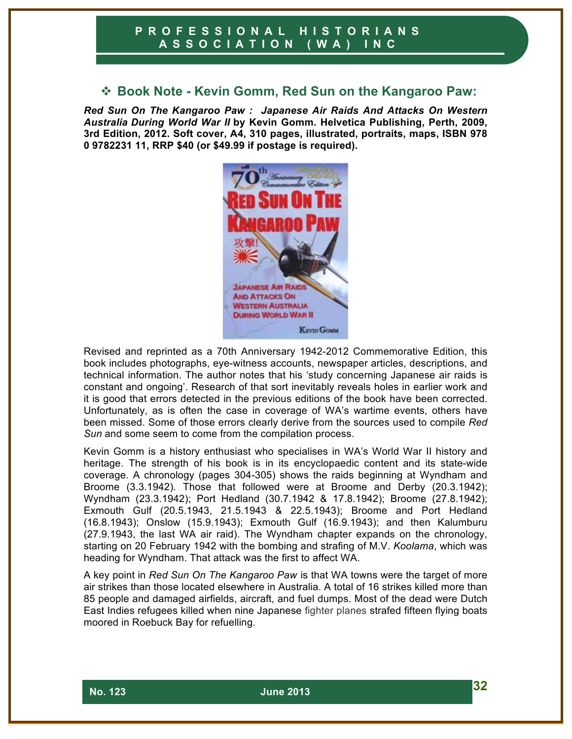## ❖ Book Note - Kevin Gomm, Red Sun on the Kangaroo Paw:

***Red Sun On The Kangaroo Paw : Japanese Air Raids And Attacks On Western Australia During World War II* by Kevin Gomm. Helvetica Publishing, Perth, 2009, 3rd Edition, 2012. Soft cover, A4, 310 pages, illustrated, portraits, maps, ISBN 978 0 9782231 11, RRP $40 (or $49.99 if postage is required).**

Revised and reprinted as a 70th Anniversary 1942-2012 Commemorative Edition, this book includes photographs, eye-witness accounts, newspaper articles, descriptions, and technical information. The author notes that his 'study concerning Japanese air raids is constant and ongoing'. Research of that sort inevitably reveals holes in earlier work and it is good that errors detected in the previous editions of the book have been corrected. Unfortunately, as is often the case in coverage of WA's wartime events, others have been missed. Some of those errors clearly derive from the sources used to compile *Red Sun* and some seem to come from the compilation process.

Kevin Gomm is a history enthusiast who specialises in WA's World War II history and heritage. The strength of his book is in its encyclopaedic content and its state-wide coverage. A chronology (pages 304-305) shows the raids beginning at Wyndham and Broome (3.3.1942). Those that followed were at Broome and Derby (20.3.1942); Wyndham (23.3.1942); Port Hedland (30.7.1942 & 17.8.1942); Broome (27.8.1942); Exmouth Gulf (20.5.1943, 21.5.1943 & 22.5.1943); Broome and Port Hedland (16.8.1943); Onslow (15.9.1943); Exmouth Gulf (16.9.1943); and then Kalumburu (27.9.1943, the last WA air raid). The Wyndham chapter expands on the chronology, starting on 20 February 1942 with the bombing and strafing of M.V. *Koolama*, which was heading for Wyndham. That attack was the first to affect WA.

A key point in *Red Sun On The Kangaroo Paw* is that WA towns were the target of more air strikes than those located elsewhere in Australia. A total of 16 strikes killed more than 85 people and damaged airfields, aircraft, and fuel dumps. Most of the dead were Dutch East Indies refugees killed when nine Japanese fighter planes strafed fifteen flying boats moored in Roebuck Bay for refuelling.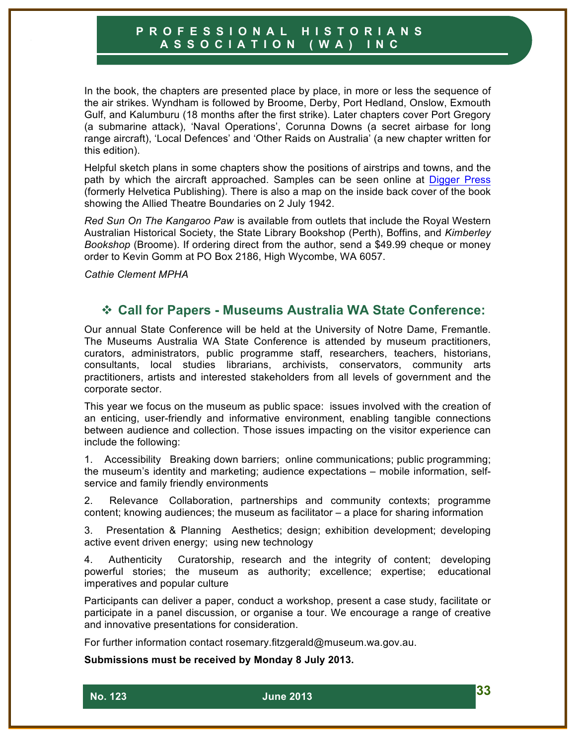In the book, the chapters are presented place by place, in more or less the sequence of the air strikes. Wyndham is followed by Broome, Derby, Port Hedland, Onslow, Exmouth Gulf, and Kalumburu (18 months after the first strike). Later chapters cover Port Gregory (a submarine attack), 'Naval Operations', Corunna Downs (a secret airbase for long range aircraft), 'Local Defences' and 'Other Raids on Australia' (a new chapter written for this edition).

Helpful sketch plans in some chapters show the positions of airstrips and towns, and the path by which the aircraft approached. Samples can be seen online at Digger Press (formerly Helvetica Publishing). There is also a map on the inside back cover of the book showing the Allied Theatre Boundaries on 2 July 1942.

*Red Sun On The Kangaroo Paw* is available from outlets that include the Royal Western Australian Historical Society, the State Library Bookshop (Perth), Boffins, and *Kimberley Bookshop* (Broome). If ordering direct from the author, send a $49.99 cheque or money order to Kevin Gomm at PO Box 2186, High Wycombe, WA 6057.

*Cathie Clement MPHA*

## ❖ Call for Papers - Museums Australia WA State Conference:

Our annual State Conference will be held at the University of Notre Dame, Fremantle. The Museums Australia WA State Conference is attended by museum practitioners, curators, administrators, public programme staff, researchers, teachers, historians, consultants, local studies librarians, archivists, conservators, community arts practitioners, artists and interested stakeholders from all levels of government and the corporate sector.

This year we focus on the museum as public space: issues involved with the creation of an enticing, user-friendly and informative environment, enabling tangible connections between audience and collection. Those issues impacting on the visitor experience can include the following:

1. Accessibility Breaking down barriers; online communications; public programming; the museum's identity and marketing; audience expectations – mobile information, self-service and family friendly environments

2. Relevance Collaboration, partnerships and community contexts; programme content; knowing audiences; the museum as facilitator – a place for sharing information

3. Presentation & Planning Aesthetics; design; exhibition development; developing active event driven energy; using new technology

4. Authenticity Curatorship, research and the integrity of content; developing powerful stories; the museum as authority; excellence; expertise; educational imperatives and popular culture

Participants can deliver a paper, conduct a workshop, present a case study, facilitate or participate in a panel discussion, or organise a tour. We encourage a range of creative and innovative presentations for consideration.

For further information contact rosemary.fitzgerald@museum.wa.gov.au.

**Submissions must be received by Monday 8 July 2013.**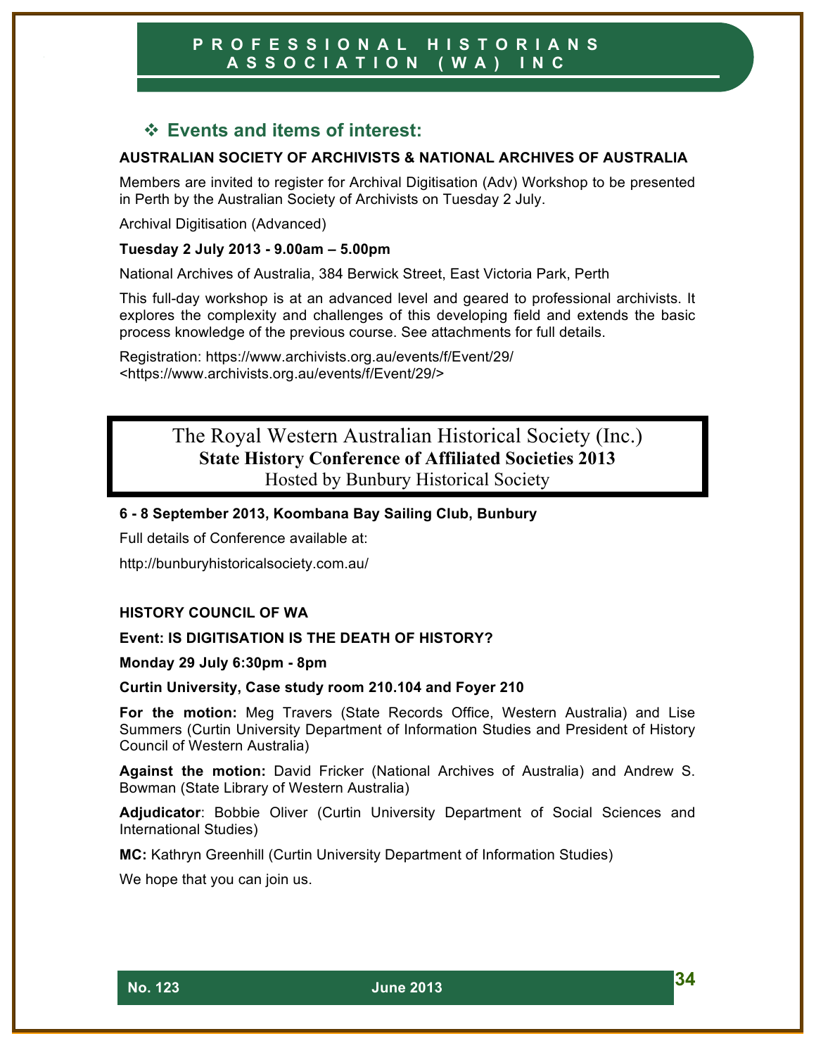## ❖ Events and items of interest:

**AUSTRALIAN SOCIETY OF ARCHIVISTS & NATIONAL ARCHIVES OF AUSTRALIA**

Members are invited to register for Archival Digitisation (Adv) Workshop to be presented in Perth by the Australian Society of Archivists on Tuesday 2 July.

Archival Digitisation (Advanced)

**Tuesday 2 July 2013 - 9.00am – 5.00pm**

National Archives of Australia, 384 Berwick Street, East Victoria Park, Perth

This full-day workshop is at an advanced level and geared to professional archivists. It explores the complexity and challenges of this developing field and extends the basic process knowledge of the previous course. See attachments for full details.

Registration: https://www.archivists.org.au/events/f/Event/29/ <https://www.archivists.org.au/events/f/Event/29/>

### The Royal Western Australian Historical Society (Inc.)
**State History Conference of Affiliated Societies 2013**
Hosted by Bunbury Historical Society

**6 - 8 September 2013, Koombana Bay Sailing Club, Bunbury**

Full details of Conference available at:

http://bunburyhistoricalsociety.com.au/

**HISTORY COUNCIL OF WA**

**Event: IS DIGITISATION IS THE DEATH OF HISTORY?**

**Monday 29 July 6:30pm - 8pm**

**Curtin University, Case study room 210.104 and Foyer 210**

**For the motion:** Meg Travers (State Records Office, Western Australia) and Lise Summers (Curtin University Department of Information Studies and President of History Council of Western Australia)

**Against the motion:** David Fricker (National Archives of Australia) and Andrew S. Bowman (State Library of Western Australia)

**Adjudicator**: Bobbie Oliver (Curtin University Department of Social Sciences and International Studies)

**MC:** Kathryn Greenhill (Curtin University Department of Information Studies)

We hope that you can join us.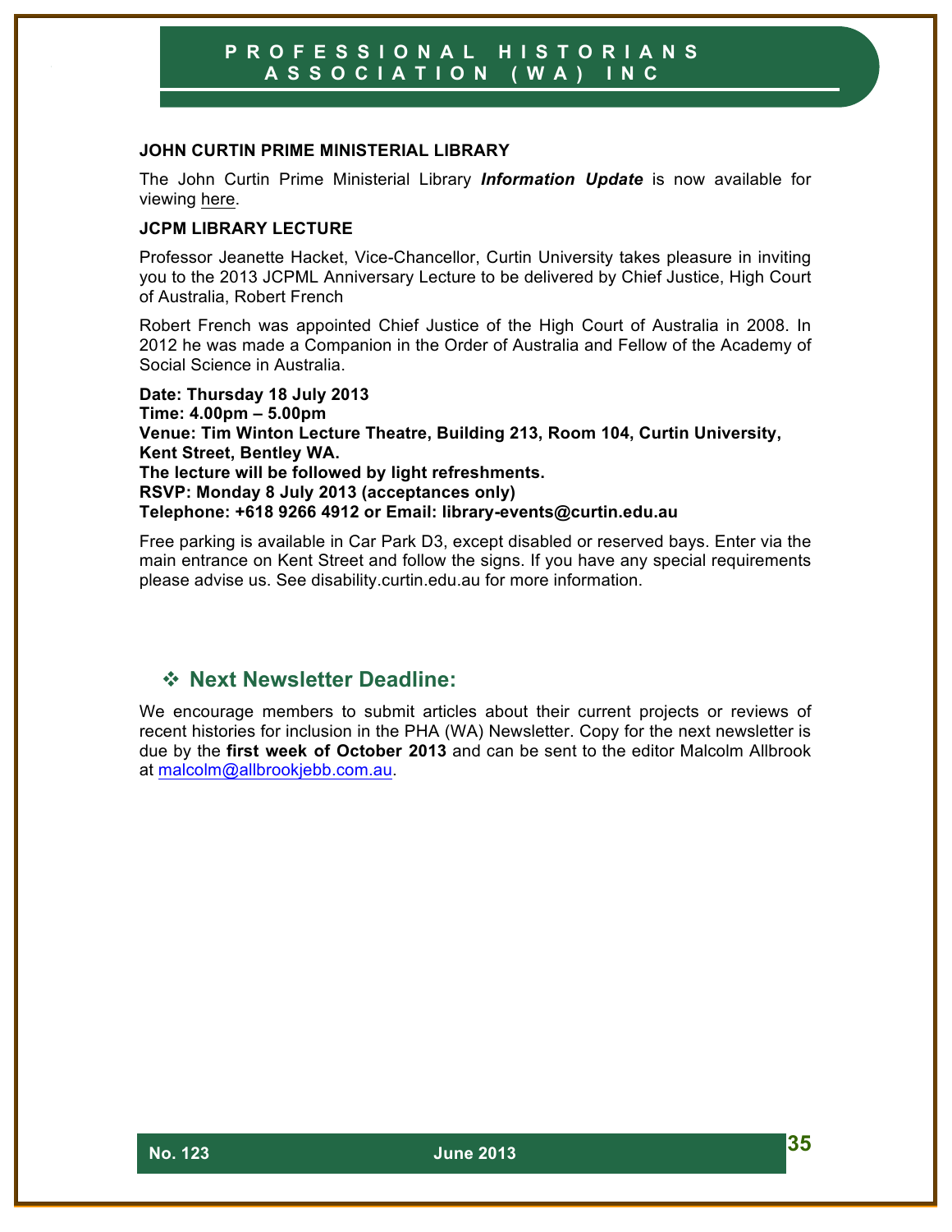### JOHN CURTIN PRIME MINISTERIAL LIBRARY

The John Curtin Prime Ministerial Library ***Information Update*** is now available for viewing here.

### JCPM LIBRARY LECTURE

Professor Jeanette Hacket, Vice-Chancellor, Curtin University takes pleasure in inviting you to the 2013 JCPML Anniversary Lecture to be delivered by Chief Justice, High Court of Australia, Robert French

Robert French was appointed Chief Justice of the High Court of Australia in 2008. In 2012 he was made a Companion in the Order of Australia and Fellow of the Academy of Social Science in Australia.

**Date: Thursday 18 July 2013**
**Time: 4.00pm – 5.00pm**
**Venue: Tim Winton Lecture Theatre, Building 213, Room 104, Curtin University, Kent Street, Bentley WA.**
**The lecture will be followed by light refreshments.**
**RSVP: Monday 8 July 2013 (acceptances only)**
**Telephone: +618 9266 4912 or Email: library-events@curtin.edu.au**

Free parking is available in Car Park D3, except disabled or reserved bays. Enter via the main entrance on Kent Street and follow the signs. If you have any special requirements please advise us. See disability.curtin.edu.au for more information.

## ❖ Next Newsletter Deadline:

We encourage members to submit articles about their current projects or reviews of recent histories for inclusion in the PHA (WA) Newsletter. Copy for the next newsletter is due by the **first week of October 2013** and can be sent to the editor Malcolm Allbrook at malcolm@allbrookjebb.com.au.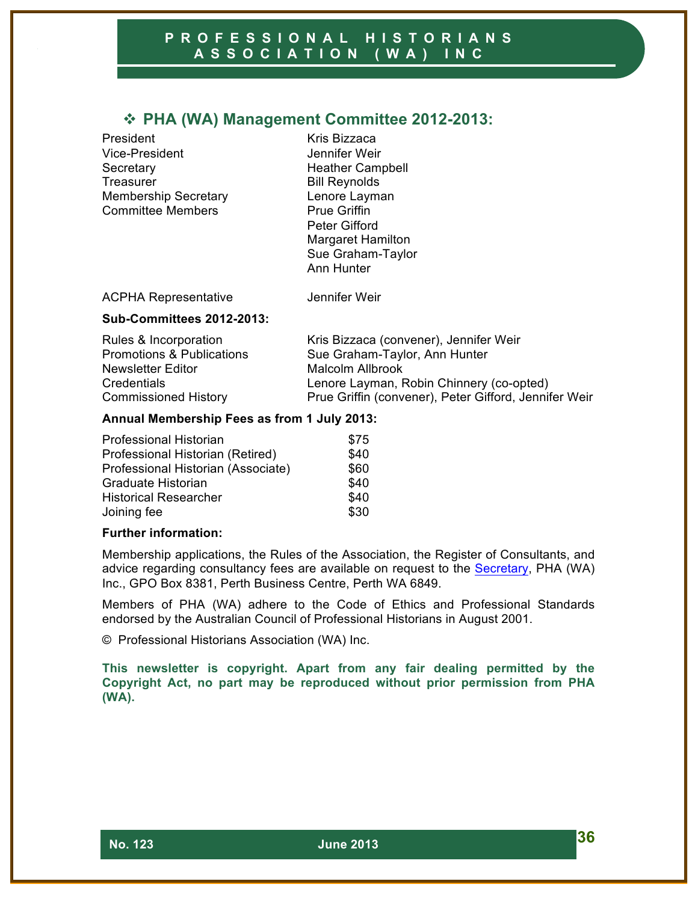## ❖ PHA (WA) Management Committee 2012-2013:

| | |
|---|---|
| President | Kris Bizzaca |
| Vice-President | Jennifer Weir |
| Secretary | Heather Campbell |
| Treasurer | Bill Reynolds |
| Membership Secretary | Lenore Layman |
| Committee Members | Prue Griffin |
| | Peter Gifford |
| | Margaret Hamilton |
| | Sue Graham-Taylor |
| | Ann Hunter |
| ACPHA Representative | Jennifer Weir |

**Sub-Committees 2012-2013:**

| | |
|---|---|
| Rules & Incorporation | Kris Bizzaca (convener), Jennifer Weir |
| Promotions & Publications | Sue Graham-Taylor, Ann Hunter |
| Newsletter Editor | Malcolm Allbrook |
| Credentials | Lenore Layman, Robin Chinnery (co-opted) |
| Commissioned History | Prue Griffin (convener), Peter Gifford, Jennifer Weir |

**Annual Membership Fees as from 1 July 2013:**

| | |
|---|---|
| Professional Historian | $75 |
| Professional Historian (Retired) | $40 |
| Professional Historian (Associate) | $60 |
| Graduate Historian | $40 |
| Historical Researcher | $40 |
| Joining fee | $30 |

**Further information:**

Membership applications, the Rules of the Association, the Register of Consultants, and advice regarding consultancy fees are available on request to the Secretary, PHA (WA) Inc., GPO Box 8381, Perth Business Centre, Perth WA 6849.

Members of PHA (WA) adhere to the Code of Ethics and Professional Standards endorsed by the Australian Council of Professional Historians in August 2001.

© Professional Historians Association (WA) Inc.

**This newsletter is copyright. Apart from any fair dealing permitted by the Copyright Act, no part may be reproduced without prior permission from PHA (WA).**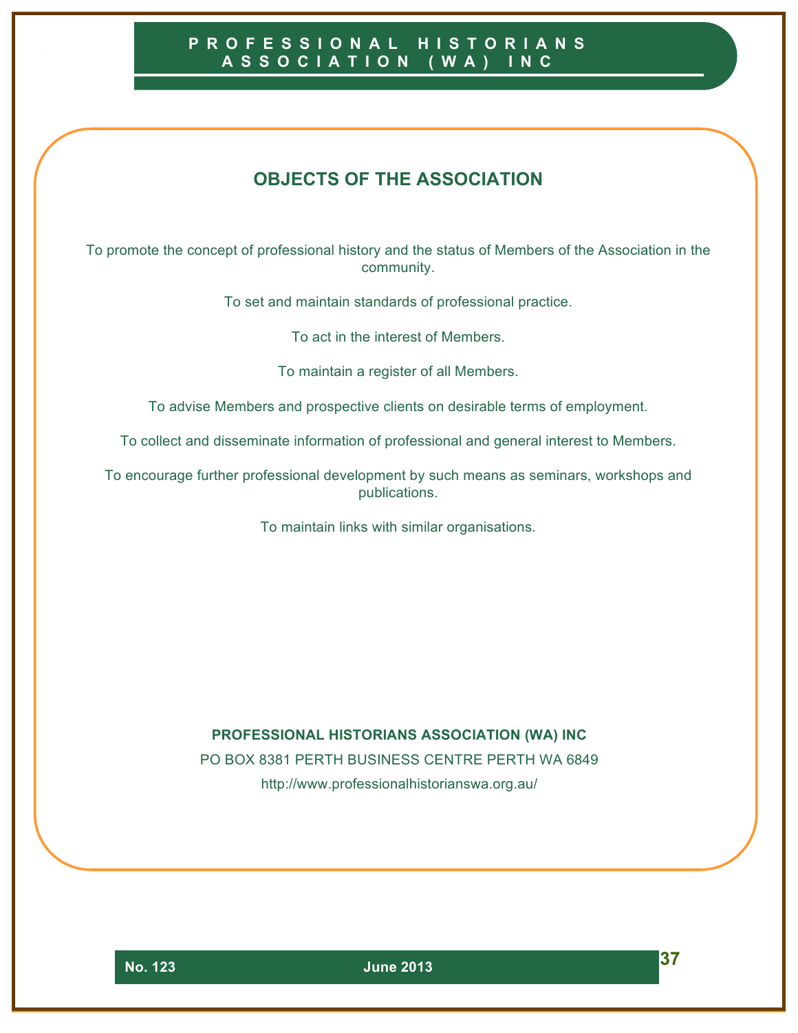# OBJECTS OF THE ASSOCIATION

To promote the concept of professional history and the status of Members of the Association in the community.

To set and maintain standards of professional practice.

To act in the interest of Members.

To maintain a register of all Members.

To advise Members and prospective clients on desirable terms of employment.

To collect and disseminate information of professional and general interest to Members.

To encourage further professional development by such means as seminars, workshops and publications.

To maintain links with similar organisations.

**PROFESSIONAL HISTORIANS ASSOCIATION (WA) INC**

PO BOX 8381 PERTH BUSINESS CENTRE PERTH WA 6849

http://www.professionalhistorianswa.org.au/